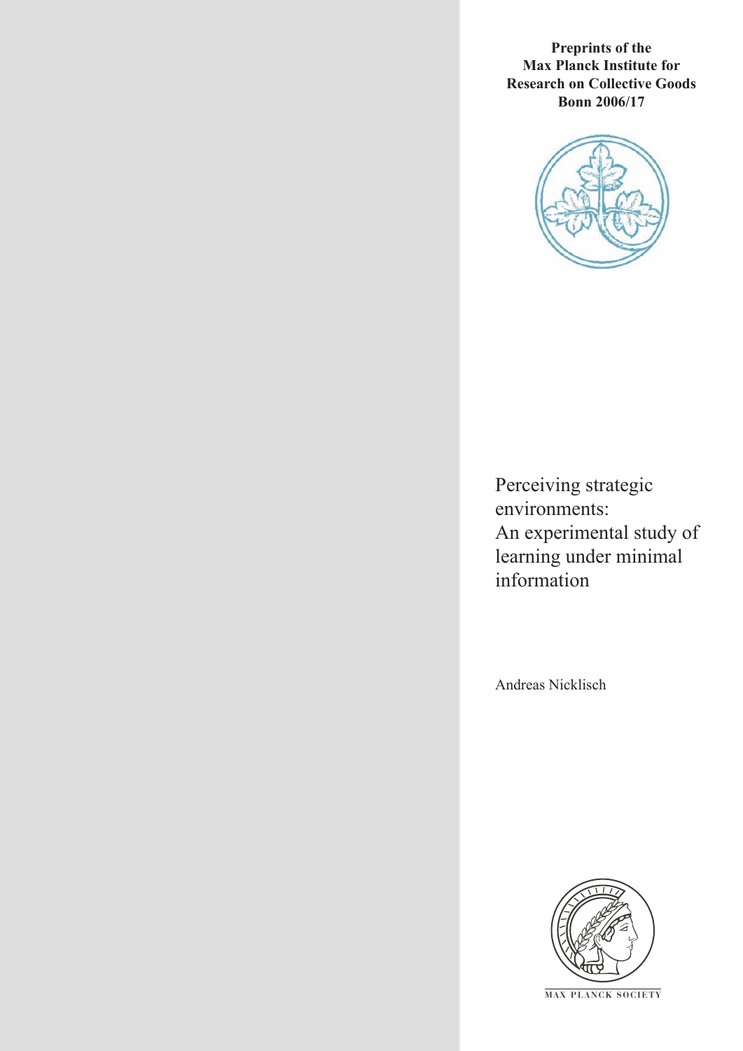**Preprints of the Max Planck Institute for Research on Collective Goods Bonn 2006/17**

# Perceiving strategic environments: An experimental study of learning under minimal information

Andreas Nicklisch

MAX PLANCK SOCIETY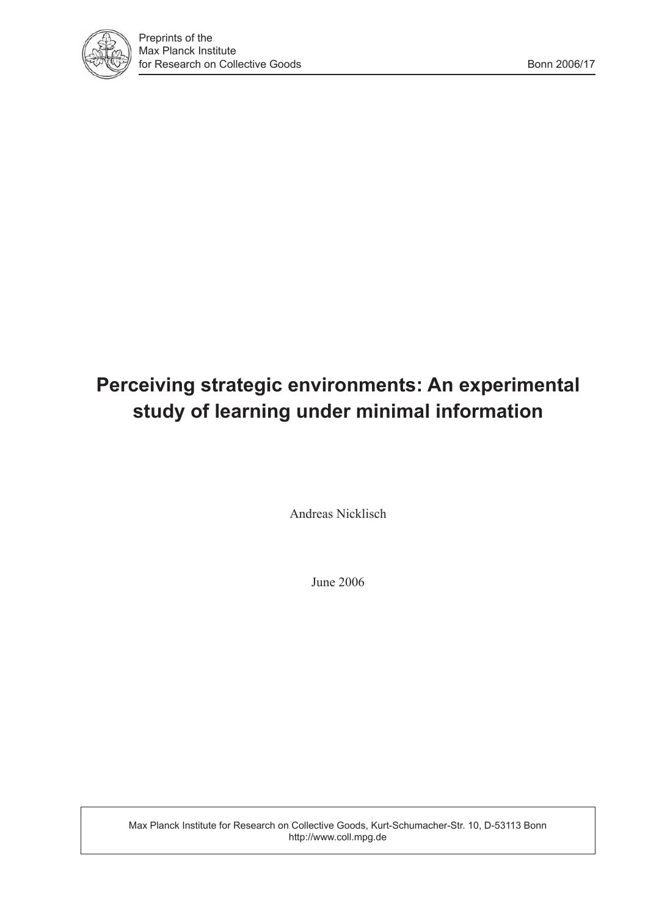Preprints of the
Max Planck Institute
for Research on Collective Goods

Bonn 2006/17

# Perceiving strategic environments: An experimental study of learning under minimal information

Andreas Nicklisch

June 2006

Max Planck Institute for Research on Collective Goods, Kurt-Schumacher-Str. 10, D-53113 Bonn
http://www.coll.mpg.de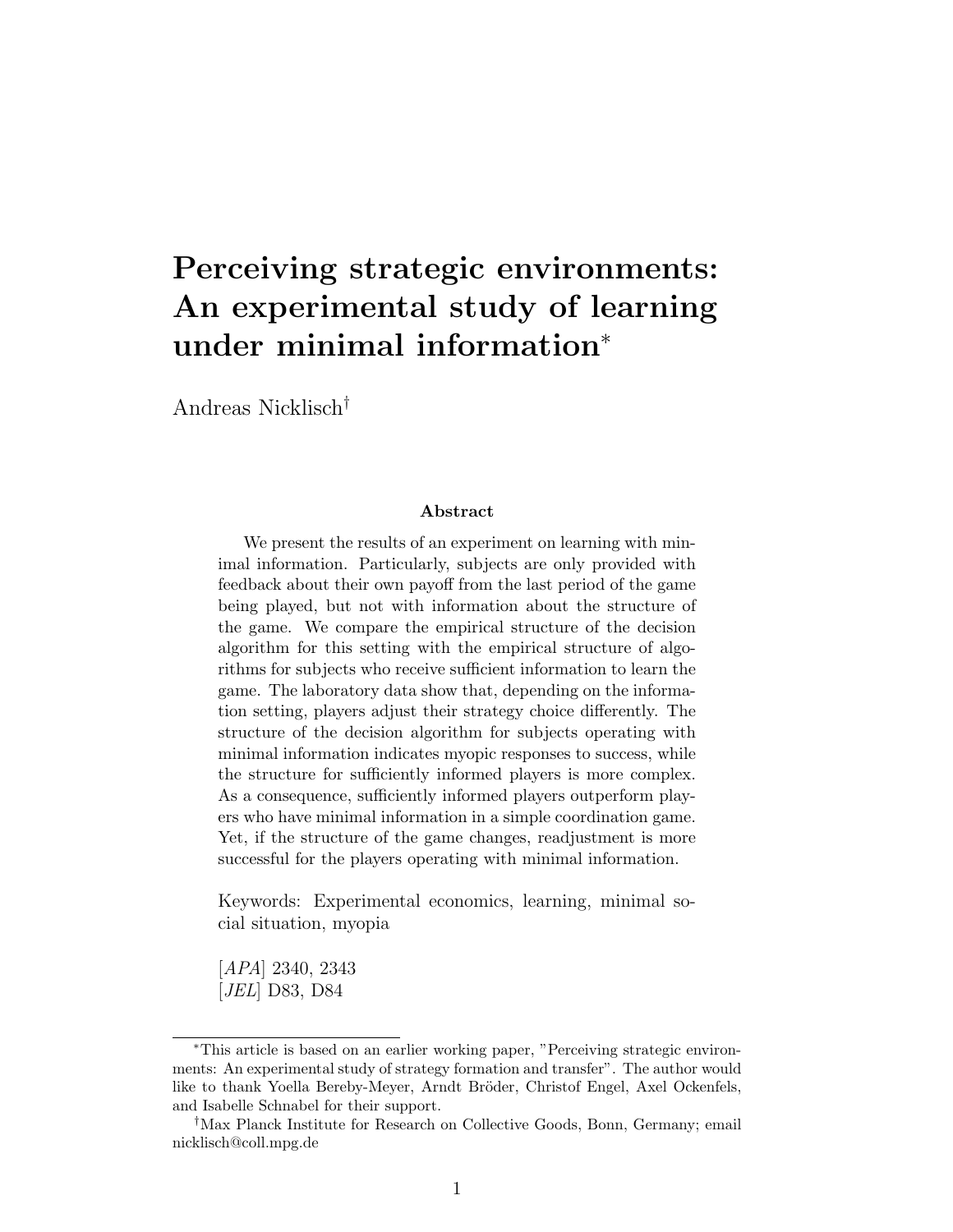# Perceiving strategic environments: An experimental study of learning under minimal information*

Andreas Nicklisch†

### Abstract

We present the results of an experiment on learning with minimal information. Particularly, subjects are only provided with feedback about their own payoff from the last period of the game being played, but not with information about the structure of the game. We compare the empirical structure of the decision algorithm for this setting with the empirical structure of algorithms for subjects who receive sufficient information to learn the game. The laboratory data show that, depending on the information setting, players adjust their strategy choice differently. The structure of the decision algorithm for subjects operating with minimal information indicates myopic responses to success, while the structure for sufficiently informed players is more complex. As a consequence, sufficiently informed players outperform players who have minimal information in a simple coordination game. Yet, if the structure of the game changes, readjustment is more successful for the players operating with minimal information.

Keywords: Experimental economics, learning, minimal social situation, myopia

[*APA*] 2340, 2343
[*JEL*] D83, D84

*This article is based on an earlier working paper, "Perceiving strategic environments: An experimental study of strategy formation and transfer". The author would like to thank Yoella Bereby-Meyer, Arndt Bröder, Christof Engel, Axel Ockenfels, and Isabelle Schnabel for their support.

†Max Planck Institute for Research on Collective Goods, Bonn, Germany; email nicklisch@coll.mpg.de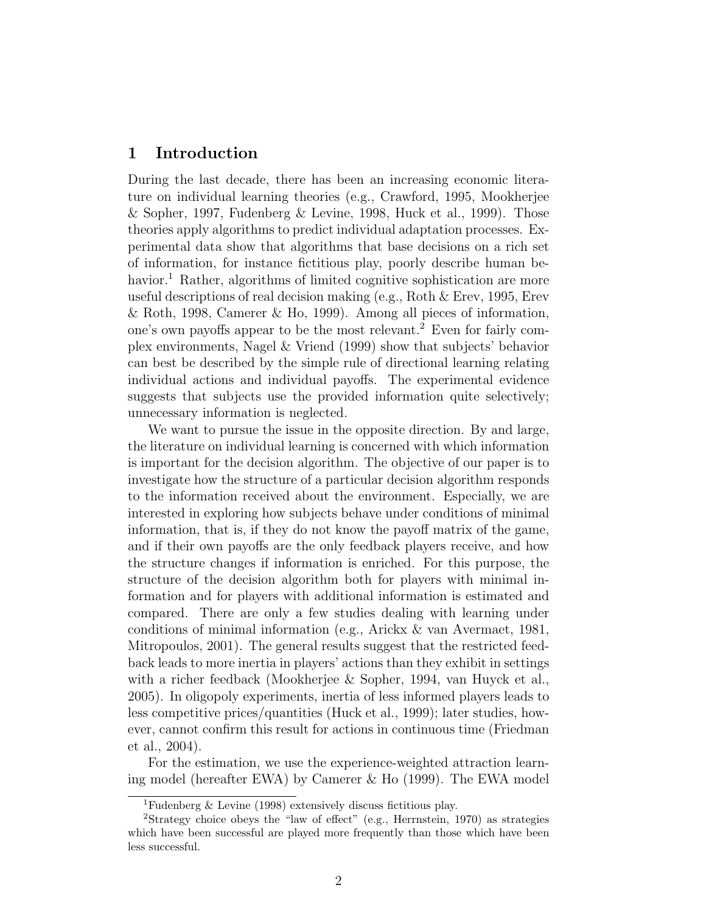## 1 Introduction

During the last decade, there has been an increasing economic literature on individual learning theories (e.g., Crawford, 1995, Mookherjee & Sopher, 1997, Fudenberg & Levine, 1998, Huck et al., 1999). Those theories apply algorithms to predict individual adaptation processes. Experimental data show that algorithms that base decisions on a rich set of information, for instance fictitious play, poorly describe human behavior.[1] Rather, algorithms of limited cognitive sophistication are more useful descriptions of real decision making (e.g., Roth & Erev, 1995, Erev & Roth, 1998, Camerer & Ho, 1999). Among all pieces of information, one's own payoffs appear to be the most relevant.[2] Even for fairly complex environments, Nagel & Vriend (1999) show that subjects' behavior can best be described by the simple rule of directional learning relating individual actions and individual payoffs. The experimental evidence suggests that subjects use the provided information quite selectively; unnecessary information is neglected.

We want to pursue the issue in the opposite direction. By and large, the literature on individual learning is concerned with which information is important for the decision algorithm. The objective of our paper is to investigate how the structure of a particular decision algorithm responds to the information received about the environment. Especially, we are interested in exploring how subjects behave under conditions of minimal information, that is, if they do not know the payoff matrix of the game, and if their own payoffs are the only feedback players receive, and how the structure changes if information is enriched. For this purpose, the structure of the decision algorithm both for players with minimal information and for players with additional information is estimated and compared. There are only a few studies dealing with learning under conditions of minimal information (e.g., Arickx & van Avermaet, 1981, Mitropoulos, 2001). The general results suggest that the restricted feedback leads to more inertia in players' actions than they exhibit in settings with a richer feedback (Mookherjee & Sopher, 1994, van Huyck et al., 2005). In oligopoly experiments, inertia of less informed players leads to less competitive prices/quantities (Huck et al., 1999); later studies, however, cannot confirm this result for actions in continuous time (Friedman et al., 2004).

For the estimation, we use the experience-weighted attraction learning model (hereafter EWA) by Camerer & Ho (1999). The EWA model

[1] Fudenberg & Levine (1998) extensively discuss fictitious play.

[2] Strategy choice obeys the "law of effect" (e.g., Herrnstein, 1970) as strategies which have been successful are played more frequently than those which have been less successful.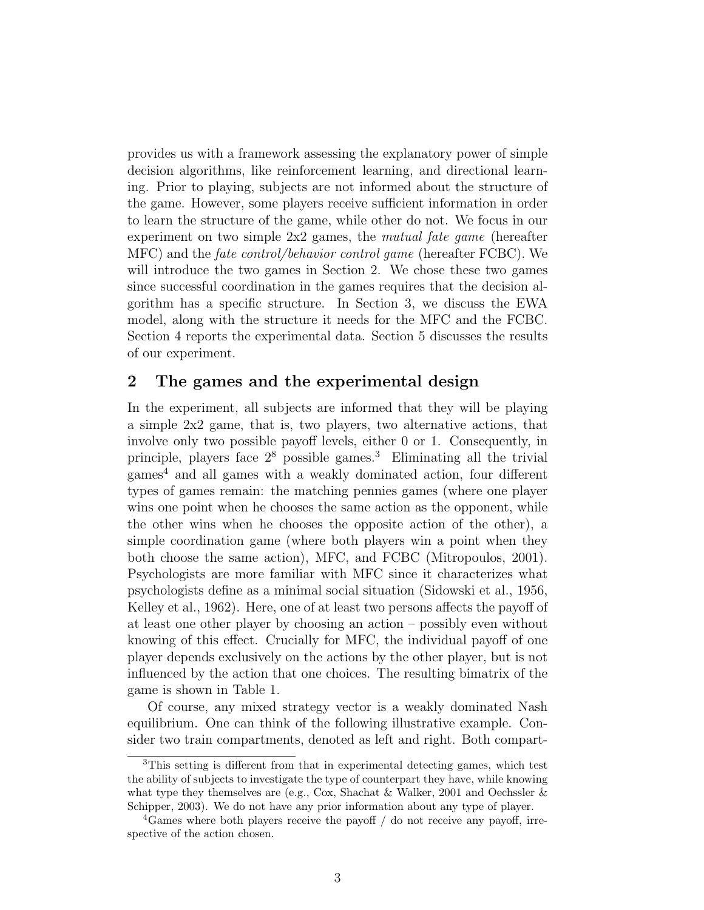provides us with a framework assessing the explanatory power of simple decision algorithms, like reinforcement learning, and directional learning. Prior to playing, subjects are not informed about the structure of the game. However, some players receive sufficient information in order to learn the structure of the game, while other do not. We focus in our experiment on two simple 2x2 games, the *mutual fate game* (hereafter MFC) and the *fate control/behavior control game* (hereafter FCBC). We will introduce the two games in Section 2. We chose these two games since successful coordination in the games requires that the decision algorithm has a specific structure. In Section 3, we discuss the EWA model, along with the structure it needs for the MFC and the FCBC. Section 4 reports the experimental data. Section 5 discusses the results of our experiment.

## 2 The games and the experimental design

In the experiment, all subjects are informed that they will be playing a simple 2x2 game, that is, two players, two alternative actions, that involve only two possible payoff levels, either 0 or 1. Consequently, in principle, players face $2^8$ possible games.[3] Eliminating all the trivial games[4] and all games with a weakly dominated action, four different types of games remain: the matching pennies games (where one player wins one point when he chooses the same action as the opponent, while the other wins when he chooses the opposite action of the other), a simple coordination game (where both players win a point when they both choose the same action), MFC, and FCBC (Mitropoulos, 2001). Psychologists are more familiar with MFC since it characterizes what psychologists define as a minimal social situation (Sidowski et al., 1956, Kelley et al., 1962). Here, one of at least two persons affects the payoff of at least one other player by choosing an action – possibly even without knowing of this effect. Crucially for MFC, the individual payoff of one player depends exclusively on the actions by the other player, but is not influenced by the action that one choices. The resulting bimatrix of the game is shown in Table 1.

Of course, any mixed strategy vector is a weakly dominated Nash equilibrium. One can think of the following illustrative example. Consider two train compartments, denoted as left and right. Both compart-

[3] This setting is different from that in experimental detecting games, which test the ability of subjects to investigate the type of counterpart they have, while knowing what type they themselves are (e.g., Cox, Shachat & Walker, 2001 and Oechssler & Schipper, 2003). We do not have any prior information about any type of player.

[4] Games where both players receive the payoff / do not receive any payoff, irrespective of the action chosen.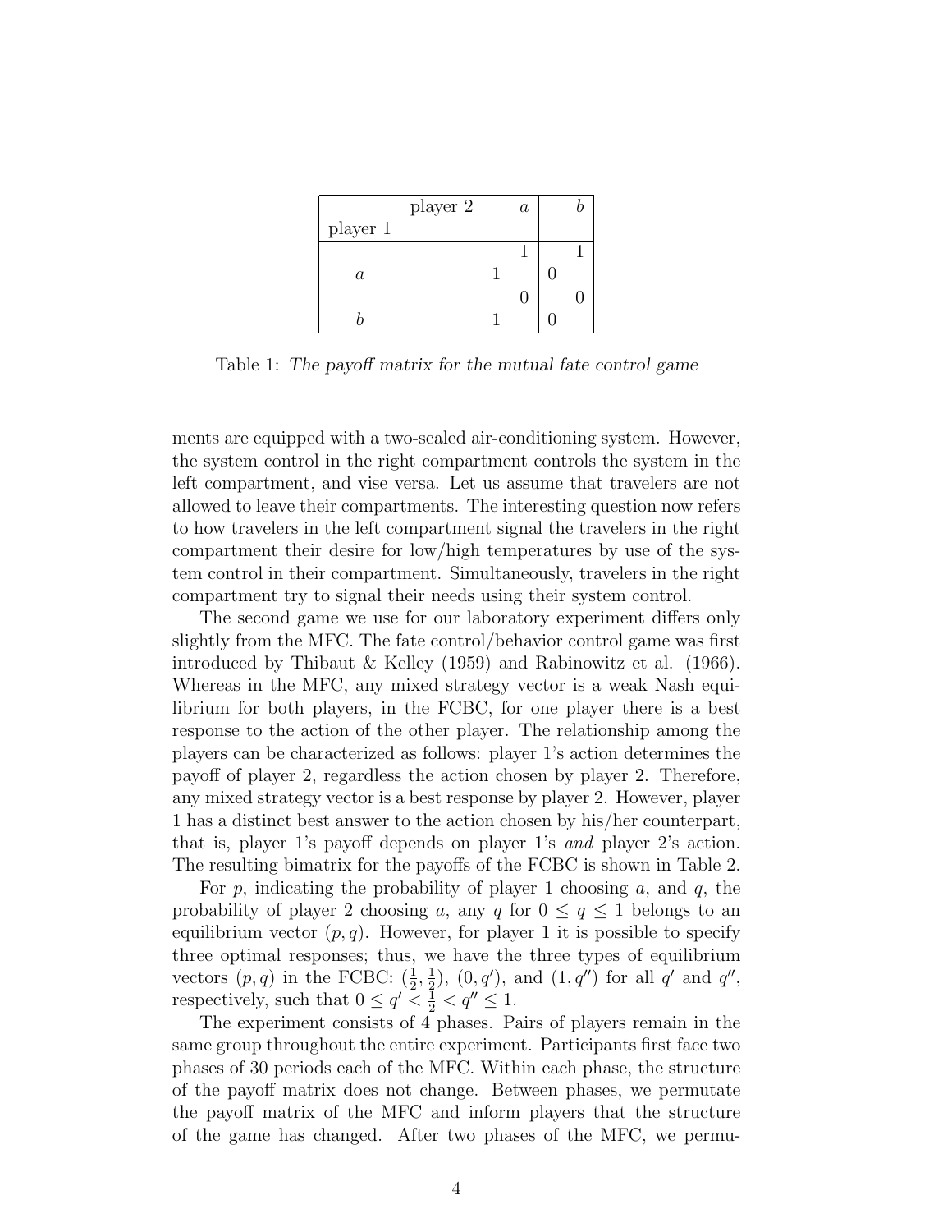| player 1 \ player 2 | $a$ | $b$ |
|---|---|---|
| $a$ | 1, 1 | 0, 1 |
| $b$ | 1, 0 | 0, 0 |

Table 1: *The payoff matrix for the mutual fate control game*

ments are equipped with a two-scaled air-conditioning system. However, the system control in the right compartment controls the system in the left compartment, and vise versa. Let us assume that travelers are not allowed to leave their compartments. The interesting question now refers to how travelers in the left compartment signal the travelers in the right compartment their desire for low/high temperatures by use of the system control in their compartment. Simultaneously, travelers in the right compartment try to signal their needs using their system control.

The second game we use for our laboratory experiment differs only slightly from the MFC. The fate control/behavior control game was first introduced by Thibaut & Kelley (1959) and Rabinowitz et al. (1966). Whereas in the MFC, any mixed strategy vector is a weak Nash equilibrium for both players, in the FCBC, for one player there is a best response to the action of the other player. The relationship among the players can be characterized as follows: player 1's action determines the payoff of player 2, regardless the action chosen by player 2. Therefore, any mixed strategy vector is a best response by player 2. However, player 1 has a distinct best answer to the action chosen by his/her counterpart, that is, player 1's payoff depends on player 1's *and* player 2's action. The resulting bimatrix for the payoffs of the FCBC is shown in Table 2.

For $p$, indicating the probability of player 1 choosing $a$, and $q$, the probability of player 2 choosing $a$, any $q$ for $0 \leq q \leq 1$ belongs to an equilibrium vector $(p, q)$. However, for player 1 it is possible to specify three optimal responses; thus, we have the three types of equilibrium vectors $(p, q)$ in the FCBC: $(\frac{1}{2}, \frac{1}{2})$, $(0, q')$, and $(1, q'')$ for all $q'$ and $q''$, respectively, such that $0 \leq q' < \frac{1}{2} < q'' \leq 1$.

The experiment consists of 4 phases. Pairs of players remain in the same group throughout the entire experiment. Participants first face two phases of 30 periods each of the MFC. Within each phase, the structure of the payoff matrix does not change. Between phases, we permutate the payoff matrix of the MFC and inform players that the structure of the game has changed. After two phases of the MFC, we permu-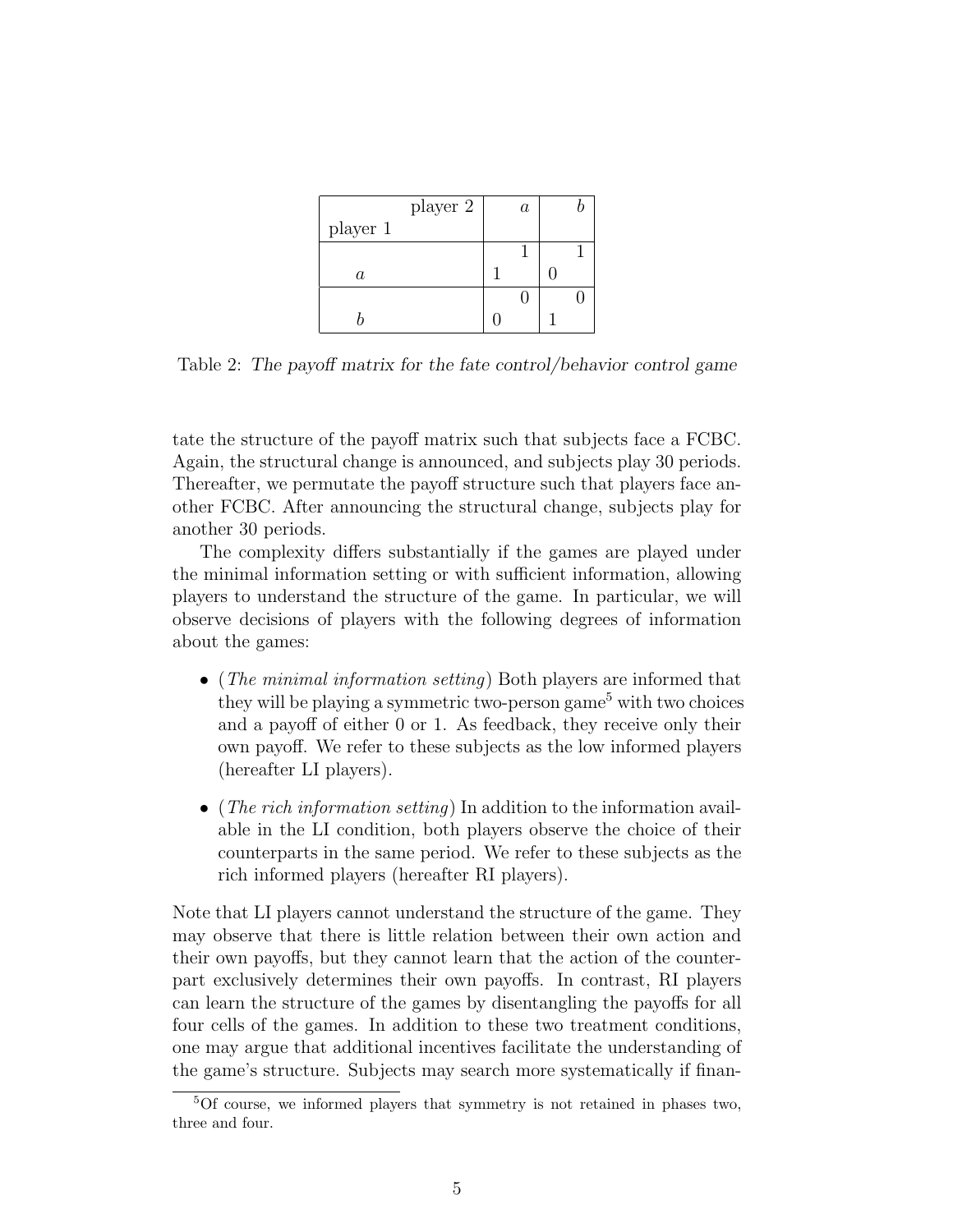| player 1 \ player 2 | $a$ | $b$ |
|---|---|---|
| $a$ | 1, 1 | 0, 1 |
| $b$ | 0, 0 | 1, 0 |

Table 2: *The payoff matrix for the fate control/behavior control game*

tate the structure of the payoff matrix such that subjects face a FCBC. Again, the structural change is announced, and subjects play 30 periods. Thereafter, we permutate the payoff structure such that players face another FCBC. After announcing the structural change, subjects play for another 30 periods.

The complexity differs substantially if the games are played under the minimal information setting or with sufficient information, allowing players to understand the structure of the game. In particular, we will observe decisions of players with the following degrees of information about the games:

- (*The minimal information setting*) Both players are informed that they will be playing a symmetric two-person game[5] with two choices and a payoff of either 0 or 1. As feedback, they receive only their own payoff. We refer to these subjects as the low informed players (hereafter LI players).
- (*The rich information setting*) In addition to the information available in the LI condition, both players observe the choice of their counterparts in the same period. We refer to these subjects as the rich informed players (hereafter RI players).

Note that LI players cannot understand the structure of the game. They may observe that there is little relation between their own action and their own payoffs, but they cannot learn that the action of the counterpart exclusively determines their own payoffs. In contrast, RI players can learn the structure of the games by disentangling the payoffs for all four cells of the games. In addition to these two treatment conditions, one may argue that additional incentives facilitate the understanding of the game's structure. Subjects may search more systematically if finan-

[5] Of course, we informed players that symmetry is not retained in phases two, three and four.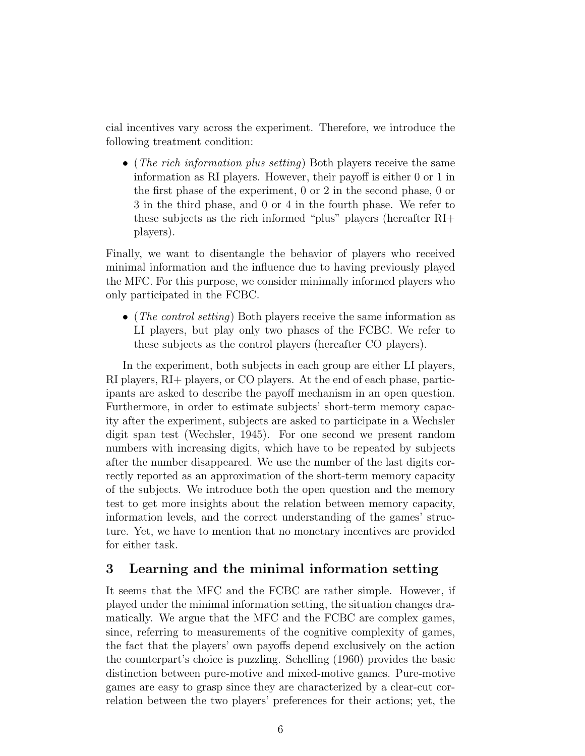cial incentives vary across the experiment. Therefore, we introduce the following treatment condition:

- (*The rich information plus setting*) Both players receive the same information as RI players. However, their payoff is either 0 or 1 in the first phase of the experiment, 0 or 2 in the second phase, 0 or 3 in the third phase, and 0 or 4 in the fourth phase. We refer to these subjects as the rich informed "plus" players (hereafter RI+ players).

Finally, we want to disentangle the behavior of players who received minimal information and the influence due to having previously played the MFC. For this purpose, we consider minimally informed players who only participated in the FCBC.

- (*The control setting*) Both players receive the same information as LI players, but play only two phases of the FCBC. We refer to these subjects as the control players (hereafter CO players).

In the experiment, both subjects in each group are either LI players, RI players, RI+ players, or CO players. At the end of each phase, participants are asked to describe the payoff mechanism in an open question. Furthermore, in order to estimate subjects' short-term memory capacity after the experiment, subjects are asked to participate in a Wechsler digit span test (Wechsler, 1945). For one second we present random numbers with increasing digits, which have to be repeated by subjects after the number disappeared. We use the number of the last digits correctly reported as an approximation of the short-term memory capacity of the subjects. We introduce both the open question and the memory test to get more insights about the relation between memory capacity, information levels, and the correct understanding of the games' structure. Yet, we have to mention that no monetary incentives are provided for either task.

# 3 Learning and the minimal information setting

It seems that the MFC and the FCBC are rather simple. However, if played under the minimal information setting, the situation changes dramatically. We argue that the MFC and the FCBC are complex games, since, referring to measurements of the cognitive complexity of games, the fact that the players' own payoffs depend exclusively on the action the counterpart's choice is puzzling. Schelling (1960) provides the basic distinction between pure-motive and mixed-motive games. Pure-motive games are easy to grasp since they are characterized by a clear-cut correlation between the two players' preferences for their actions; yet, the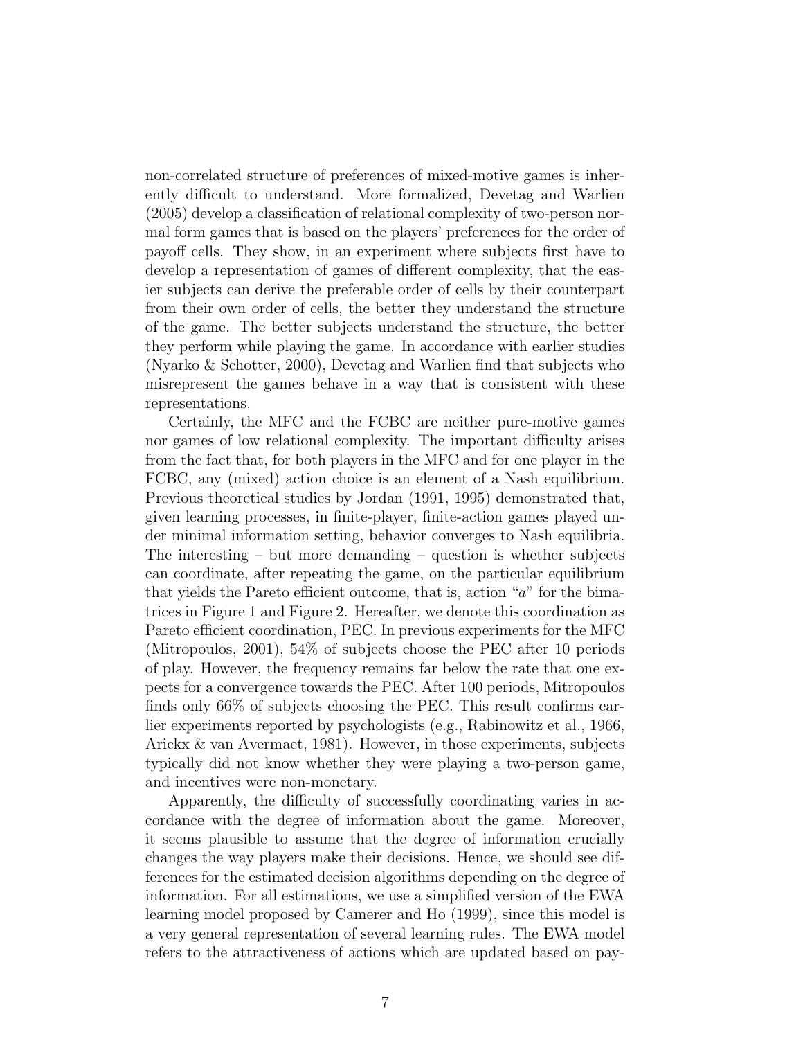non-correlated structure of preferences of mixed-motive games is inherently difficult to understand. More formalized, Devetag and Warlien (2005) develop a classification of relational complexity of two-person normal form games that is based on the players' preferences for the order of payoff cells. They show, in an experiment where subjects first have to develop a representation of games of different complexity, that the easier subjects can derive the preferable order of cells by their counterpart from their own order of cells, the better they understand the structure of the game. The better subjects understand the structure, the better they perform while playing the game. In accordance with earlier studies (Nyarko & Schotter, 2000), Devetag and Warlien find that subjects who misrepresent the games behave in a way that is consistent with these representations.

Certainly, the MFC and the FCBC are neither pure-motive games nor games of low relational complexity. The important difficulty arises from the fact that, for both players in the MFC and for one player in the FCBC, any (mixed) action choice is an element of a Nash equilibrium. Previous theoretical studies by Jordan (1991, 1995) demonstrated that, given learning processes, in finite-player, finite-action games played under minimal information setting, behavior converges to Nash equilibria. The interesting – but more demanding – question is whether subjects can coordinate, after repeating the game, on the particular equilibrium that yields the Pareto efficient outcome, that is, action "$a$" for the bimatrices in Figure 1 and Figure 2. Hereafter, we denote this coordination as Pareto efficient coordination, PEC. In previous experiments for the MFC (Mitropoulos, 2001), 54% of subjects choose the PEC after 10 periods of play. However, the frequency remains far below the rate that one expects for a convergence towards the PEC. After 100 periods, Mitropoulos finds only 66% of subjects choosing the PEC. This result confirms earlier experiments reported by psychologists (e.g., Rabinowitz et al., 1966, Arickx & van Avermaet, 1981). However, in those experiments, subjects typically did not know whether they were playing a two-person game, and incentives were non-monetary.

Apparently, the difficulty of successfully coordinating varies in accordance with the degree of information about the game. Moreover, it seems plausible to assume that the degree of information crucially changes the way players make their decisions. Hence, we should see differences for the estimated decision algorithms depending on the degree of information. For all estimations, we use a simplified version of the EWA learning model proposed by Camerer and Ho (1999), since this model is a very general representation of several learning rules. The EWA model refers to the attractiveness of actions which are updated based on pay-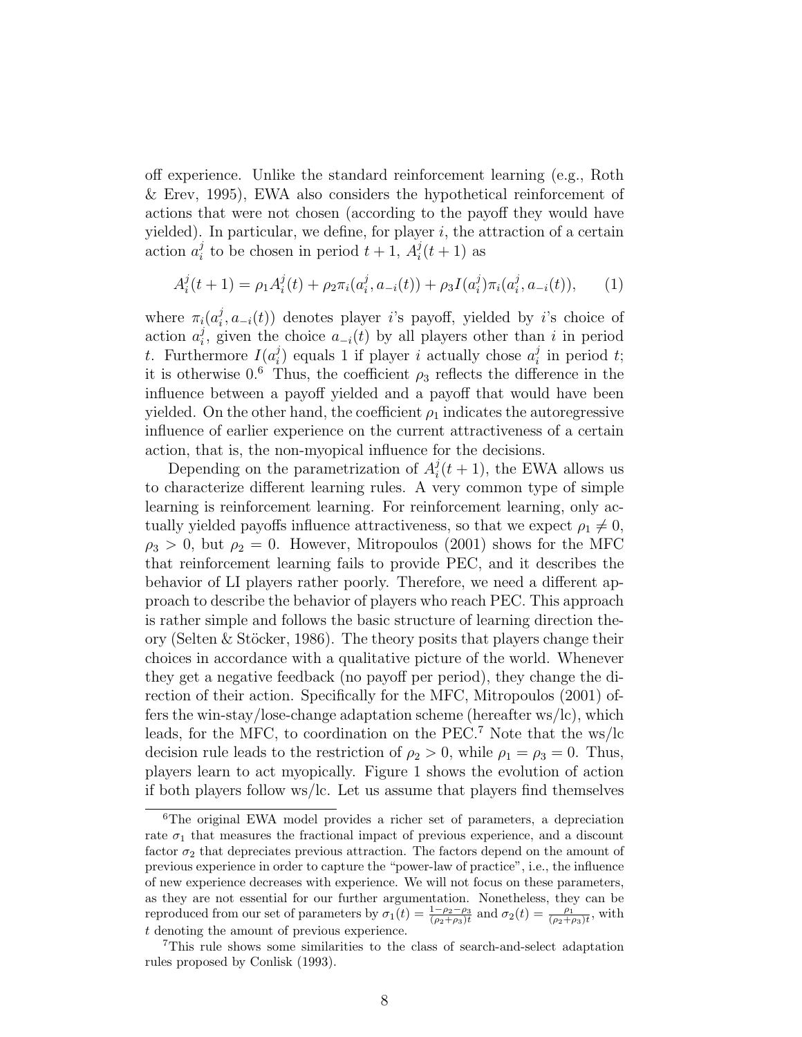off experience. Unlike the standard reinforcement learning (e.g., Roth & Erev, 1995), EWA also considers the hypothetical reinforcement of actions that were not chosen (according to the payoff they would have yielded). In particular, we define, for player $i$, the attraction of a certain action $a_i^j$ to be chosen in period $t+1$, $A_i^j(t+1)$ as

$$A_i^j(t+1) = \rho_1 A_i^j(t) + \rho_2 \pi_i(a_i^j, a_{-i}(t)) + \rho_3 I(a_i^j) \pi_i(a_i^j, a_{-i}(t)), \qquad (1)$$

where $\pi_i(a_i^j, a_{-i}(t))$ denotes player $i$'s payoff, yielded by $i$'s choice of action $a_i^j$, given the choice $a_{-i}(t)$ by all players other than $i$ in period $t$. Furthermore $I(a_i^j)$ equals 1 if player $i$ actually chose $a_i^j$ in period $t$; it is otherwise 0.[6] Thus, the coefficient $\rho_3$ reflects the difference in the influence between a payoff yielded and a payoff that would have been yielded. On the other hand, the coefficient $\rho_1$ indicates the autoregressive influence of earlier experience on the current attractiveness of a certain action, that is, the non-myopical influence for the decisions.

Depending on the parametrization of $A_i^j(t+1)$, the EWA allows us to characterize different learning rules. A very common type of simple learning is reinforcement learning. For reinforcement learning, only actually yielded payoffs influence attractiveness, so that we expect $\rho_1 \neq 0$, $\rho_3 > 0$, but $\rho_2 = 0$. However, Mitropoulos (2001) shows for the MFC that reinforcement learning fails to provide PEC, and it describes the behavior of LI players rather poorly. Therefore, we need a different approach to describe the behavior of players who reach PEC. This approach is rather simple and follows the basic structure of learning direction theory (Selten & Stöcker, 1986). The theory posits that players change their choices in accordance with a qualitative picture of the world. Whenever they get a negative feedback (no payoff per period), they change the direction of their action. Specifically for the MFC, Mitropoulos (2001) offers the win-stay/lose-change adaptation scheme (hereafter ws/lc), which leads, for the MFC, to coordination on the PEC.[7] Note that the ws/lc decision rule leads to the restriction of $\rho_2 > 0$, while $\rho_1 = \rho_3 = 0$. Thus, players learn to act myopically. Figure 1 shows the evolution of action if both players follow ws/lc. Let us assume that players find themselves

[6] The original EWA model provides a richer set of parameters, a depreciation rate $\sigma_1$ that measures the fractional impact of previous experience, and a discount factor $\sigma_2$ that depreciates previous attraction. The factors depend on the amount of previous experience in order to capture the "power-law of practice", i.e., the influence of new experience decreases with experience. We will not focus on these parameters, as they are not essential for our further argumentation. Nonetheless, they can be reproduced from our set of parameters by $\sigma_1(t) = \frac{1-\rho_2-\rho_3}{(\rho_2+\rho_3)t}$ and $\sigma_2(t) = \frac{\rho_1}{(\rho_2+\rho_3)t}$, with $t$ denoting the amount of previous experience.

[7] This rule shows some similarities to the class of search-and-select adaptation rules proposed by Conlisk (1993).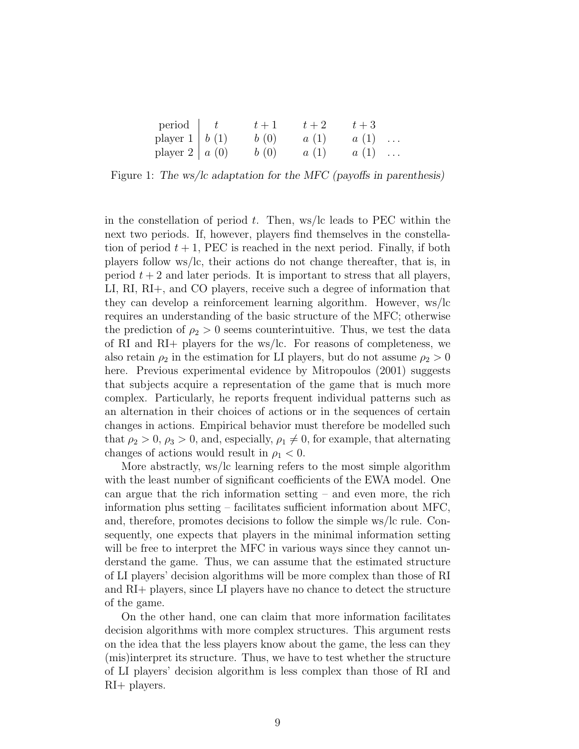| period | $t$ | $t+1$ | $t+2$ | $t+3$ | |
|---|---|---|---|---|---|
| player 1 | $b$ (1) | $b$ (0) | $a$ (1) | $a$ (1) | ... |
| player 2 | $a$ (0) | $b$ (0) | $a$ (1) | $a$ (1) | ... |

Figure 1: *The ws/lc adaptation for the MFC (payoffs in parenthesis)*

in the constellation of period $t$. Then, ws/lc leads to PEC within the next two periods. If, however, players find themselves in the constellation of period $t+1$, PEC is reached in the next period. Finally, if both players follow ws/lc, their actions do not change thereafter, that is, in period $t+2$ and later periods. It is important to stress that all players, LI, RI, RI+, and CO players, receive such a degree of information that they can develop a reinforcement learning algorithm. However, ws/lc requires an understanding of the basic structure of the MFC; otherwise the prediction of $\rho_2 > 0$ seems counterintuitive. Thus, we test the data of RI and RI+ players for the ws/lc. For reasons of completeness, we also retain $\rho_2$ in the estimation for LI players, but do not assume $\rho_2 > 0$ here. Previous experimental evidence by Mitropoulos (2001) suggests that subjects acquire a representation of the game that is much more complex. Particularly, he reports frequent individual patterns such as an alternation in their choices of actions or in the sequences of certain changes in actions. Empirical behavior must therefore be modelled such that $\rho_2 > 0$, $\rho_3 > 0$, and, especially, $\rho_1 \neq 0$, for example, that alternating changes of actions would result in $\rho_1 < 0$.

More abstractly, ws/lc learning refers to the most simple algorithm with the least number of significant coefficients of the EWA model. One can argue that the rich information setting – and even more, the rich information plus setting – facilitates sufficient information about MFC, and, therefore, promotes decisions to follow the simple ws/lc rule. Consequently, one expects that players in the minimal information setting will be free to interpret the MFC in various ways since they cannot understand the game. Thus, we can assume that the estimated structure of LI players' decision algorithms will be more complex than those of RI and RI+ players, since LI players have no chance to detect the structure of the game.

On the other hand, one can claim that more information facilitates decision algorithms with more complex structures. This argument rests on the idea that the less players know about the game, the less can they (mis)interpret its structure. Thus, we have to test whether the structure of LI players' decision algorithm is less complex than those of RI and RI+ players.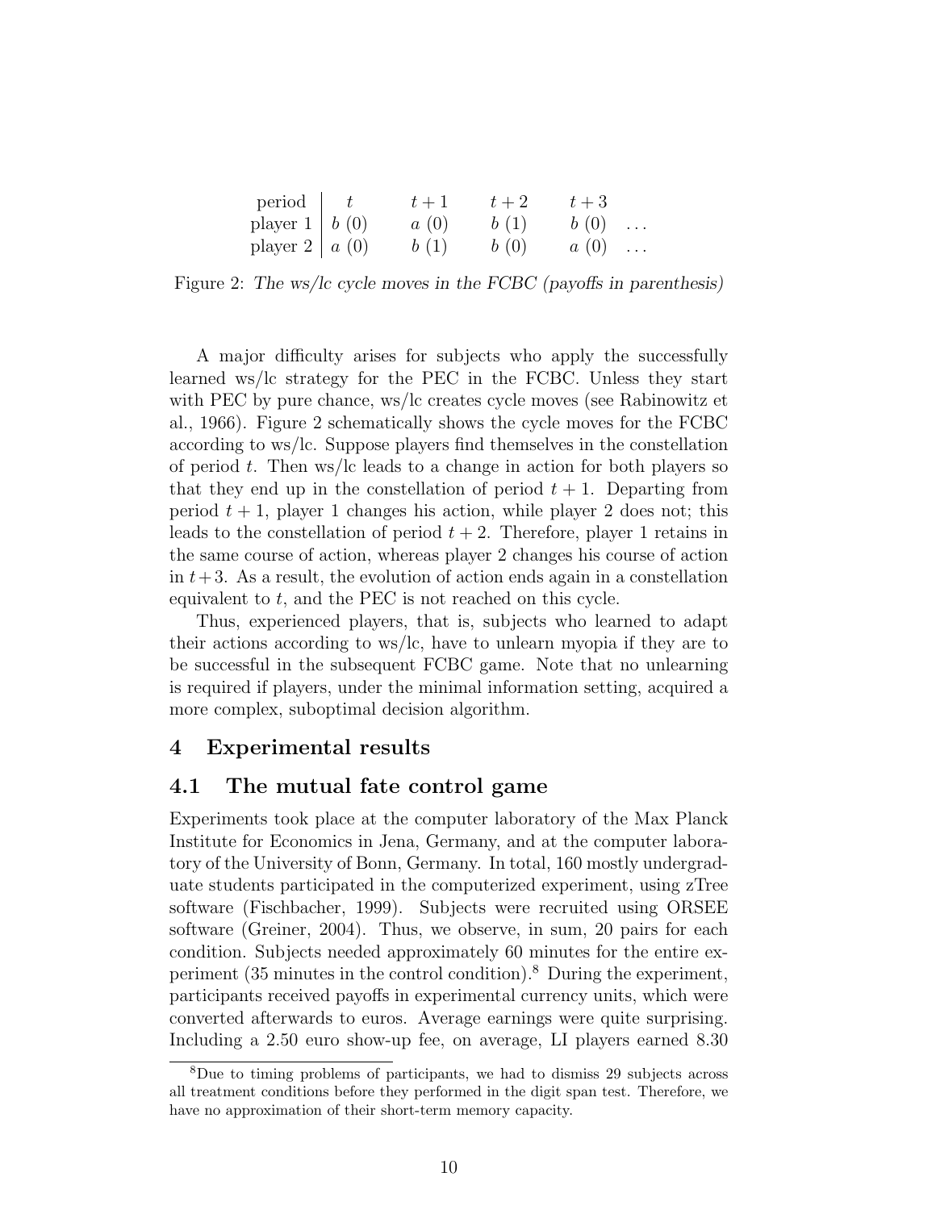| period | $t$ | $t+1$ | $t+2$ | $t+3$ | |
|---|---|---|---|---|---|
| player 1 | $b$ (0) | $a$ (0) | $b$ (1) | $b$ (0) | ... |
| player 2 | $a$ (0) | $b$ (1) | $b$ (0) | $a$ (0) | ... |

Figure 2: *The ws/lc cycle moves in the FCBC (payoffs in parenthesis)*

A major difficulty arises for subjects who apply the successfully learned ws/lc strategy for the PEC in the FCBC. Unless they start with PEC by pure chance, ws/lc creates cycle moves (see Rabinowitz et al., 1966). Figure 2 schematically shows the cycle moves for the FCBC according to ws/lc. Suppose players find themselves in the constellation of period $t$. Then ws/lc leads to a change in action for both players so that they end up in the constellation of period $t+1$. Departing from period $t+1$, player 1 changes his action, while player 2 does not; this leads to the constellation of period $t+2$. Therefore, player 1 retains in the same course of action, whereas player 2 changes his course of action in $t+3$. As a result, the evolution of action ends again in a constellation equivalent to $t$, and the PEC is not reached on this cycle.

Thus, experienced players, that is, subjects who learned to adapt their actions according to ws/lc, have to unlearn myopia if they are to be successful in the subsequent FCBC game. Note that no unlearning is required if players, under the minimal information setting, acquired a more complex, suboptimal decision algorithm.

## 4 Experimental results

### 4.1 The mutual fate control game

Experiments took place at the computer laboratory of the Max Planck Institute for Economics in Jena, Germany, and at the computer laboratory of the University of Bonn, Germany. In total, 160 mostly undergraduate students participated in the computerized experiment, using zTree software (Fischbacher, 1999). Subjects were recruited using ORSEE software (Greiner, 2004). Thus, we observe, in sum, 20 pairs for each condition. Subjects needed approximately 60 minutes for the entire experiment (35 minutes in the control condition).[8] During the experiment, participants received payoffs in experimental currency units, which were converted afterwards to euros. Average earnings were quite surprising. Including a 2.50 euro show-up fee, on average, LI players earned 8.30

[8] Due to timing problems of participants, we had to dismiss 29 subjects across all treatment conditions before they performed in the digit span test. Therefore, we have no approximation of their short-term memory capacity.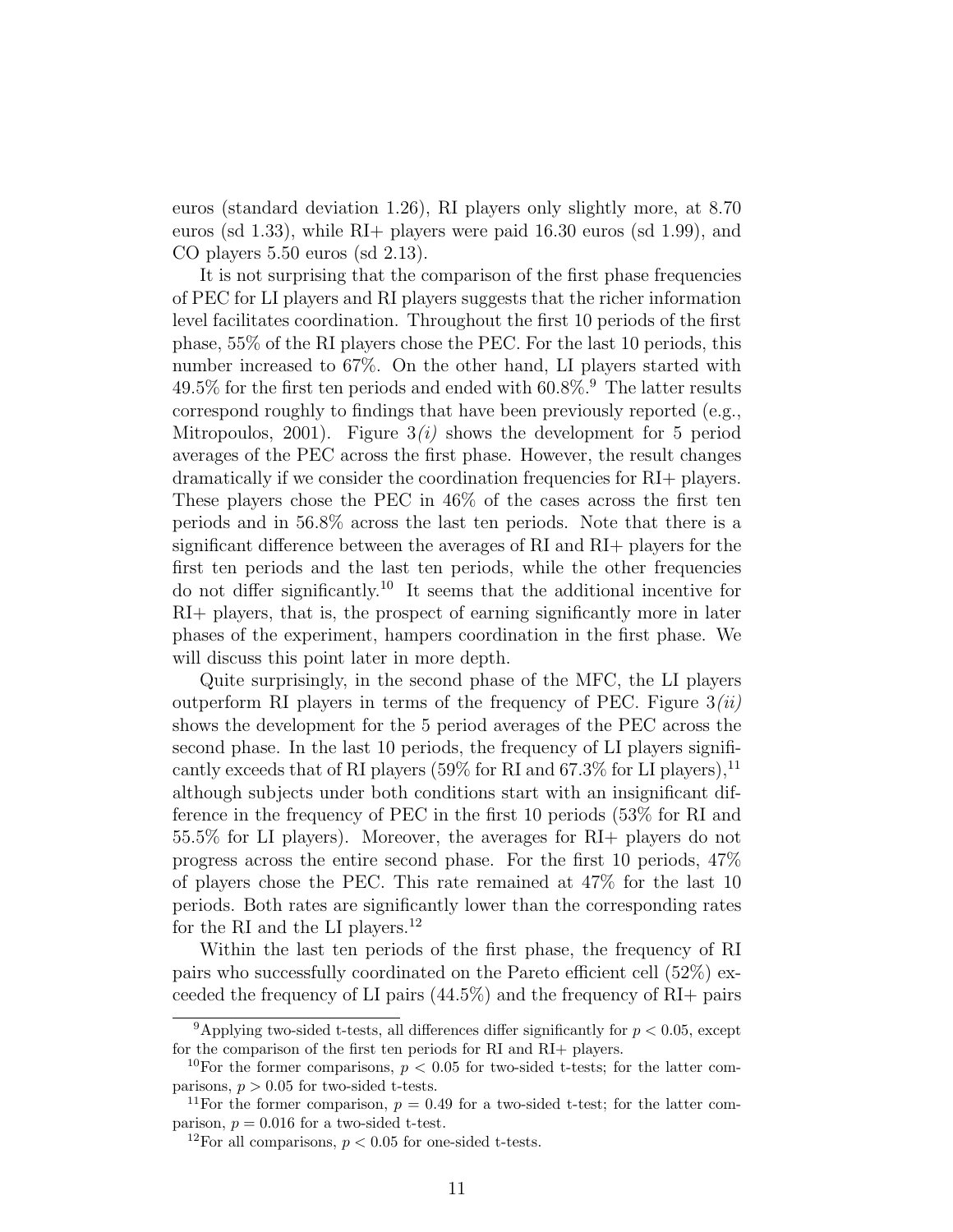euros (standard deviation 1.26), RI players only slightly more, at 8.70 euros (sd 1.33), while RI+ players were paid 16.30 euros (sd 1.99), and CO players 5.50 euros (sd 2.13).

It is not surprising that the comparison of the first phase frequencies of PEC for LI players and RI players suggests that the richer information level facilitates coordination. Throughout the first 10 periods of the first phase, 55% of the RI players chose the PEC. For the last 10 periods, this number increased to 67%. On the other hand, LI players started with 49.5% for the first ten periods and ended with 60.8%.[9] The latter results correspond roughly to findings that have been previously reported (e.g., Mitropoulos, 2001). Figure 3*(i)* shows the development for 5 period averages of the PEC across the first phase. However, the result changes dramatically if we consider the coordination frequencies for RI+ players. These players chose the PEC in 46% of the cases across the first ten periods and in 56.8% across the last ten periods. Note that there is a significant difference between the averages of RI and RI+ players for the first ten periods and the last ten periods, while the other frequencies do not differ significantly.[10] It seems that the additional incentive for RI+ players, that is, the prospect of earning significantly more in later phases of the experiment, hampers coordination in the first phase. We will discuss this point later in more depth.

Quite surprisingly, in the second phase of the MFC, the LI players outperform RI players in terms of the frequency of PEC. Figure 3*(ii)* shows the development for the 5 period averages of the PEC across the second phase. In the last 10 periods, the frequency of LI players significantly exceeds that of RI players (59% for RI and 67.3% for LI players),[11] although subjects under both conditions start with an insignificant difference in the frequency of PEC in the first 10 periods (53% for RI and 55.5% for LI players). Moreover, the averages for RI+ players do not progress across the entire second phase. For the first 10 periods, 47% of players chose the PEC. This rate remained at 47% for the last 10 periods. Both rates are significantly lower than the corresponding rates for the RI and the LI players.[12]

Within the last ten periods of the first phase, the frequency of RI pairs who successfully coordinated on the Pareto efficient cell (52%) exceeded the frequency of LI pairs (44.5%) and the frequency of RI+ pairs

---

[9] Applying two-sided t-tests, all differences differ significantly for $p < 0.05$, except for the comparison of the first ten periods for RI and RI+ players.

[10] For the former comparisons, $p < 0.05$ for two-sided t-tests; for the latter comparisons, $p > 0.05$ for two-sided t-tests.

[11] For the former comparison, $p = 0.49$ for a two-sided t-test; for the latter comparison, $p = 0.016$ for a two-sided t-test.

[12] For all comparisons, $p < 0.05$ for one-sided t-tests.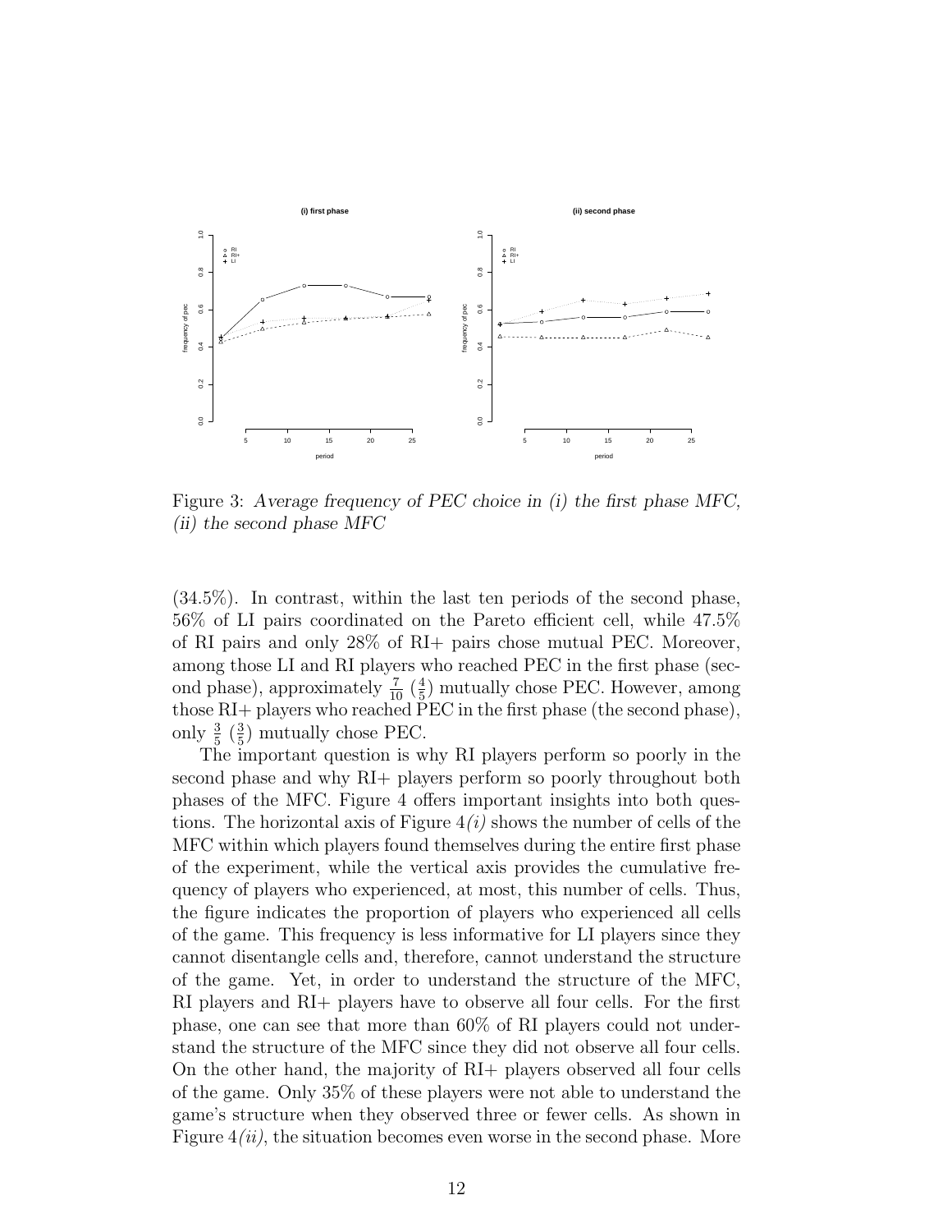Figure 3: *Average frequency of PEC choice in (i) the first phase MFC, (ii) the second phase MFC*

(34.5%). In contrast, within the last ten periods of the second phase, 56% of LI pairs coordinated on the Pareto efficient cell, while 47.5% of RI pairs and only 28% of RI+ pairs chose mutual PEC. Moreover, among those LI and RI players who reached PEC in the first phase (second phase), approximately $\frac{7}{10}$ ($\frac{4}{5}$) mutually chose PEC. However, among those RI+ players who reached PEC in the first phase (the second phase), only $\frac{3}{5}$ ($\frac{3}{5}$) mutually chose PEC.

The important question is why RI players perform so poorly in the second phase and why RI+ players perform so poorly throughout both phases of the MFC. Figure 4 offers important insights into both questions. The horizontal axis of Figure 4*(i)* shows the number of cells of the MFC within which players found themselves during the entire first phase of the experiment, while the vertical axis provides the cumulative frequency of players who experienced, at most, this number of cells. Thus, the figure indicates the proportion of players who experienced all cells of the game. This frequency is less informative for LI players since they cannot disentangle cells and, therefore, cannot understand the structure of the game. Yet, in order to understand the structure of the MFC, RI players and RI+ players have to observe all four cells. For the first phase, one can see that more than 60% of RI players could not understand the structure of the MFC since they did not observe all four cells. On the other hand, the majority of RI+ players observed all four cells of the game. Only 35% of these players were not able to understand the game's structure when they observed three or fewer cells. As shown in Figure 4*(ii)*, the situation becomes even worse in the second phase. More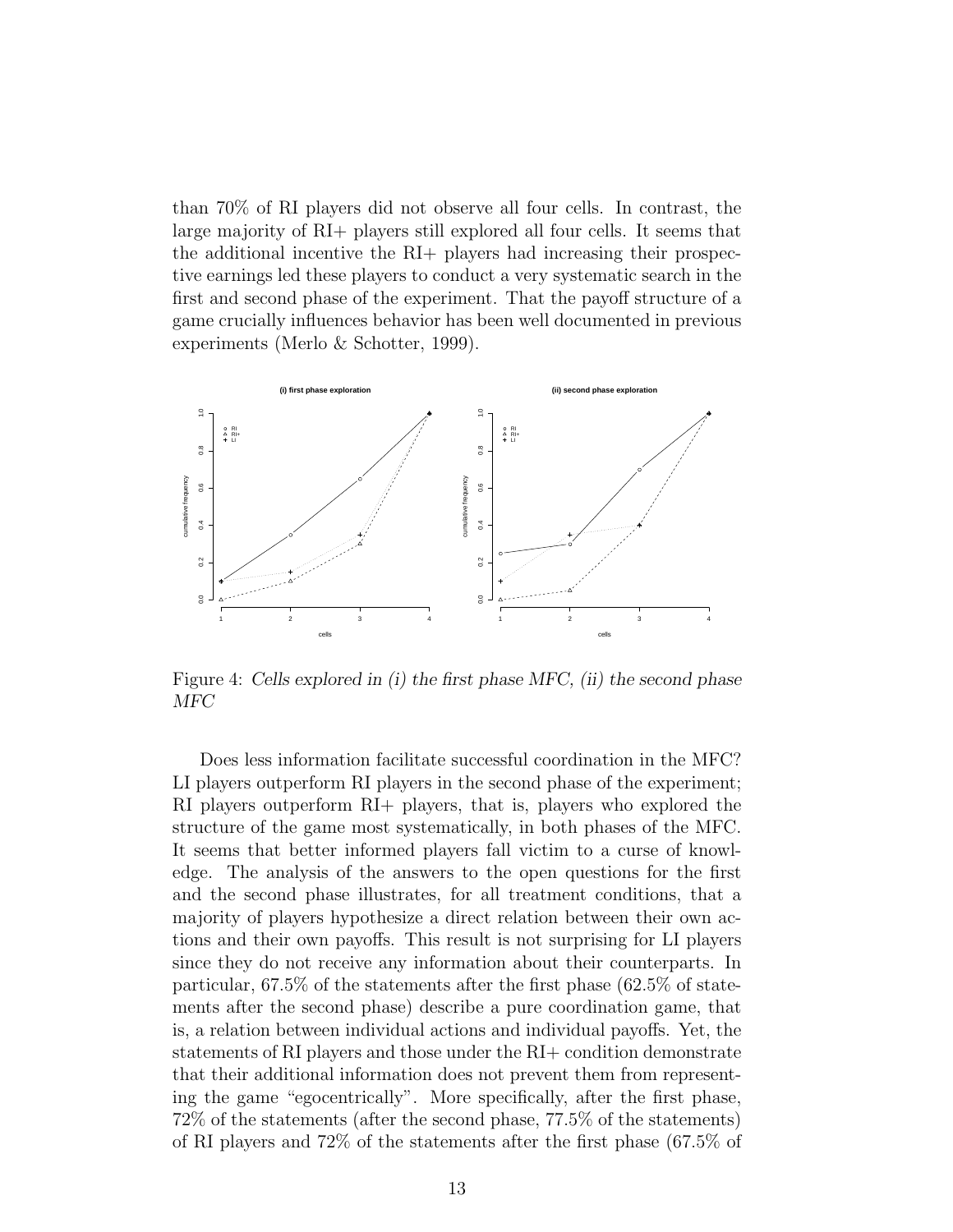than 70% of RI players did not observe all four cells. In contrast, the large majority of RI+ players still explored all four cells. It seems that the additional incentive the RI+ players had increasing their prospective earnings led these players to conduct a very systematic search in the first and second phase of the experiment. That the payoff structure of a game crucially influences behavior has been well documented in previous experiments (Merlo & Schotter, 1999).

Figure 4: *Cells explored in (i) the first phase MFC, (ii) the second phase MFC*

Does less information facilitate successful coordination in the MFC? LI players outperform RI players in the second phase of the experiment; RI players outperform RI+ players, that is, players who explored the structure of the game most systematically, in both phases of the MFC. It seems that better informed players fall victim to a curse of knowledge. The analysis of the answers to the open questions for the first and the second phase illustrates, for all treatment conditions, that a majority of players hypothesize a direct relation between their own actions and their own payoffs. This result is not surprising for LI players since they do not receive any information about their counterparts. In particular, 67.5% of the statements after the first phase (62.5% of statements after the second phase) describe a pure coordination game, that is, a relation between individual actions and individual payoffs. Yet, the statements of RI players and those under the RI+ condition demonstrate that their additional information does not prevent them from representing the game "egocentrically". More specifically, after the first phase, 72% of the statements (after the second phase, 77.5% of the statements) of RI players and 72% of the statements after the first phase (67.5% of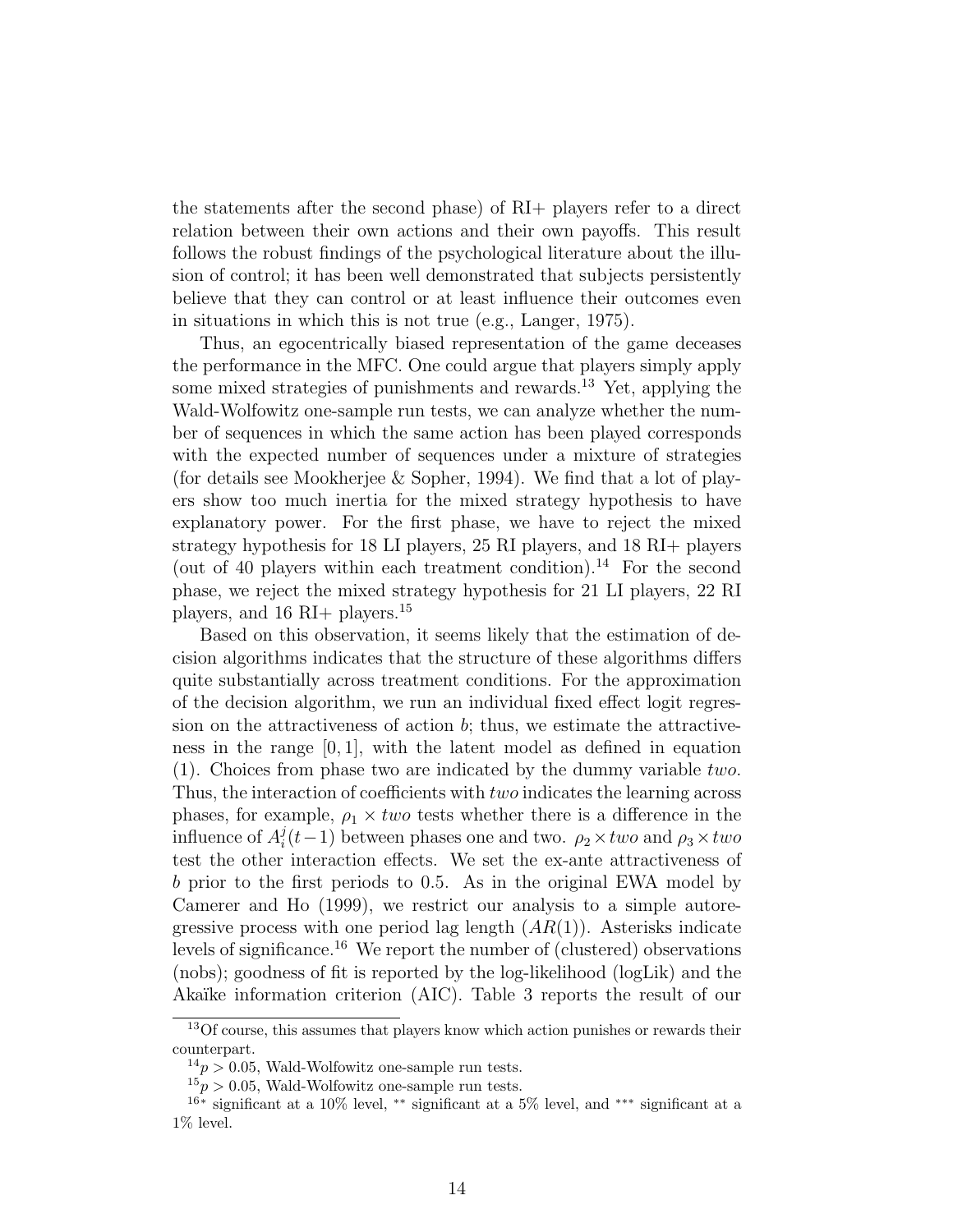the statements after the second phase) of RI+ players refer to a direct relation between their own actions and their own payoffs. This result follows the robust findings of the psychological literature about the illusion of control; it has been well demonstrated that subjects persistently believe that they can control or at least influence their outcomes even in situations in which this is not true (e.g., Langer, 1975).

Thus, an egocentrically biased representation of the game deceases the performance in the MFC. One could argue that players simply apply some mixed strategies of punishments and rewards.[13] Yet, applying the Wald-Wolfowitz one-sample run tests, we can analyze whether the number of sequences in which the same action has been played corresponds with the expected number of sequences under a mixture of strategies (for details see Mookherjee & Sopher, 1994). We find that a lot of players show too much inertia for the mixed strategy hypothesis to have explanatory power. For the first phase, we have to reject the mixed strategy hypothesis for 18 LI players, 25 RI players, and 18 RI+ players (out of 40 players within each treatment condition).[14] For the second phase, we reject the mixed strategy hypothesis for 21 LI players, 22 RI players, and 16 RI+ players.[15]

Based on this observation, it seems likely that the estimation of decision algorithms indicates that the structure of these algorithms differs quite substantially across treatment conditions. For the approximation of the decision algorithm, we run an individual fixed effect logit regression on the attractiveness of action $b$; thus, we estimate the attractiveness in the range $[0, 1]$, with the latent model as defined in equation (1). Choices from phase two are indicated by the dummy variable *two*. Thus, the interaction of coefficients with *two* indicates the learning across phases, for example, $\rho_1 \times two$ tests whether there is a difference in the influence of $A_i^j(t-1)$ between phases one and two. $\rho_2 \times two$ and $\rho_3 \times two$ test the other interaction effects. We set the ex-ante attractiveness of $b$ prior to the first periods to 0.5. As in the original EWA model by Camerer and Ho (1999), we restrict our analysis to a simple autoregressive process with one period lag length ($AR(1)$). Asterisks indicate levels of significance.[16] We report the number of (clustered) observations (nobs); goodness of fit is reported by the log-likelihood (logLik) and the Akaïke information criterion (AIC). Table 3 reports the result of our

---

[13] Of course, this assumes that players know which action punishes or rewards their counterpart.

[14] $p > 0.05$, Wald-Wolfowitz one-sample run tests.

[15] $p > 0.05$, Wald-Wolfowitz one-sample run tests.

[16] $^{*}$ significant at a 10% level, $^{**}$ significant at a 5% level, and $^{***}$ significant at a 1% level.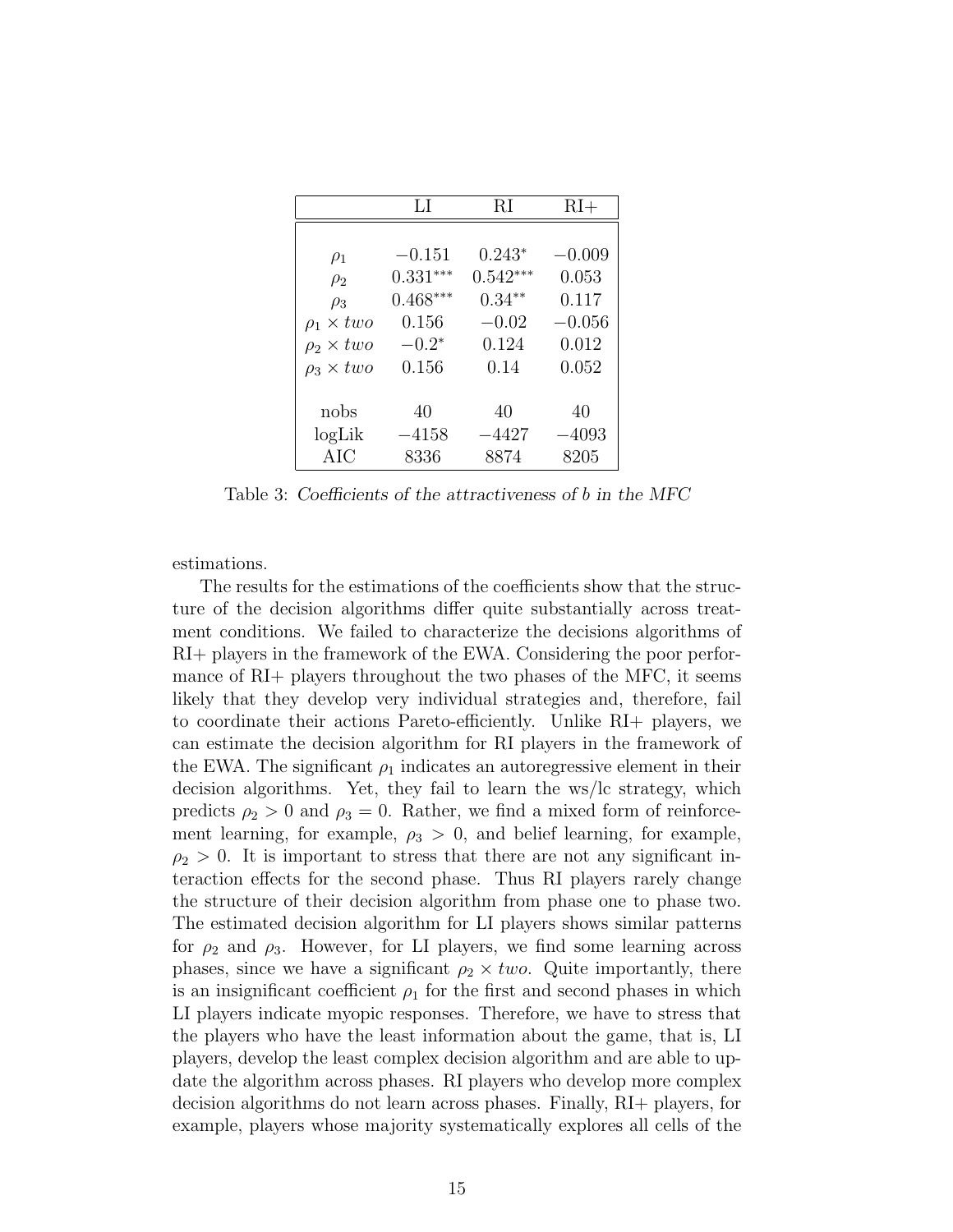|  | LI | RI | RI+ |
|---|---|---|---|
| $\rho_1$ | $-0.151$ | $0.243^{*}$ | $-0.009$ |
| $\rho_2$ | $0.331^{***}$ | $0.542^{***}$ | $0.053$ |
| $\rho_3$ | $0.468^{***}$ | $0.34^{**}$ | $0.117$ |
| $\rho_1 \times two$ | $0.156$ | $-0.02$ | $-0.056$ |
| $\rho_2 \times two$ | $-0.2^{*}$ | $0.124$ | $0.012$ |
| $\rho_3 \times two$ | $0.156$ | $0.14$ | $0.052$ |
| nobs | 40 | 40 | 40 |
| logLik | $-4158$ | $-4427$ | $-4093$ |
| AIC | 8336 | 8874 | 8205 |

Table 3: *Coefficients of the attractiveness of b in the MFC*

estimations.

The results for the estimations of the coefficients show that the structure of the decision algorithms differ quite substantially across treatment conditions. We failed to characterize the decisions algorithms of RI+ players in the framework of the EWA. Considering the poor performance of RI+ players throughout the two phases of the MFC, it seems likely that they develop very individual strategies and, therefore, fail to coordinate their actions Pareto-efficiently. Unlike RI+ players, we can estimate the decision algorithm for RI players in the framework of the EWA. The significant $\rho_1$ indicates an autoregressive element in their decision algorithms. Yet, they fail to learn the ws/lc strategy, which predicts $\rho_2 > 0$ and $\rho_3 = 0$. Rather, we find a mixed form of reinforcement learning, for example, $\rho_3 > 0$, and belief learning, for example, $\rho_2 > 0$. It is important to stress that there are not any significant interaction effects for the second phase. Thus RI players rarely change the structure of their decision algorithm from phase one to phase two. The estimated decision algorithm for LI players shows similar patterns for $\rho_2$ and $\rho_3$. However, for LI players, we find some learning across phases, since we have a significant $\rho_2 \times two$. Quite importantly, there is an insignificant coefficient $\rho_1$ for the first and second phases in which LI players indicate myopic responses. Therefore, we have to stress that the players who have the least information about the game, that is, LI players, develop the least complex decision algorithm and are able to update the algorithm across phases. RI players who develop more complex decision algorithms do not learn across phases. Finally, RI+ players, for example, players whose majority systematically explores all cells of the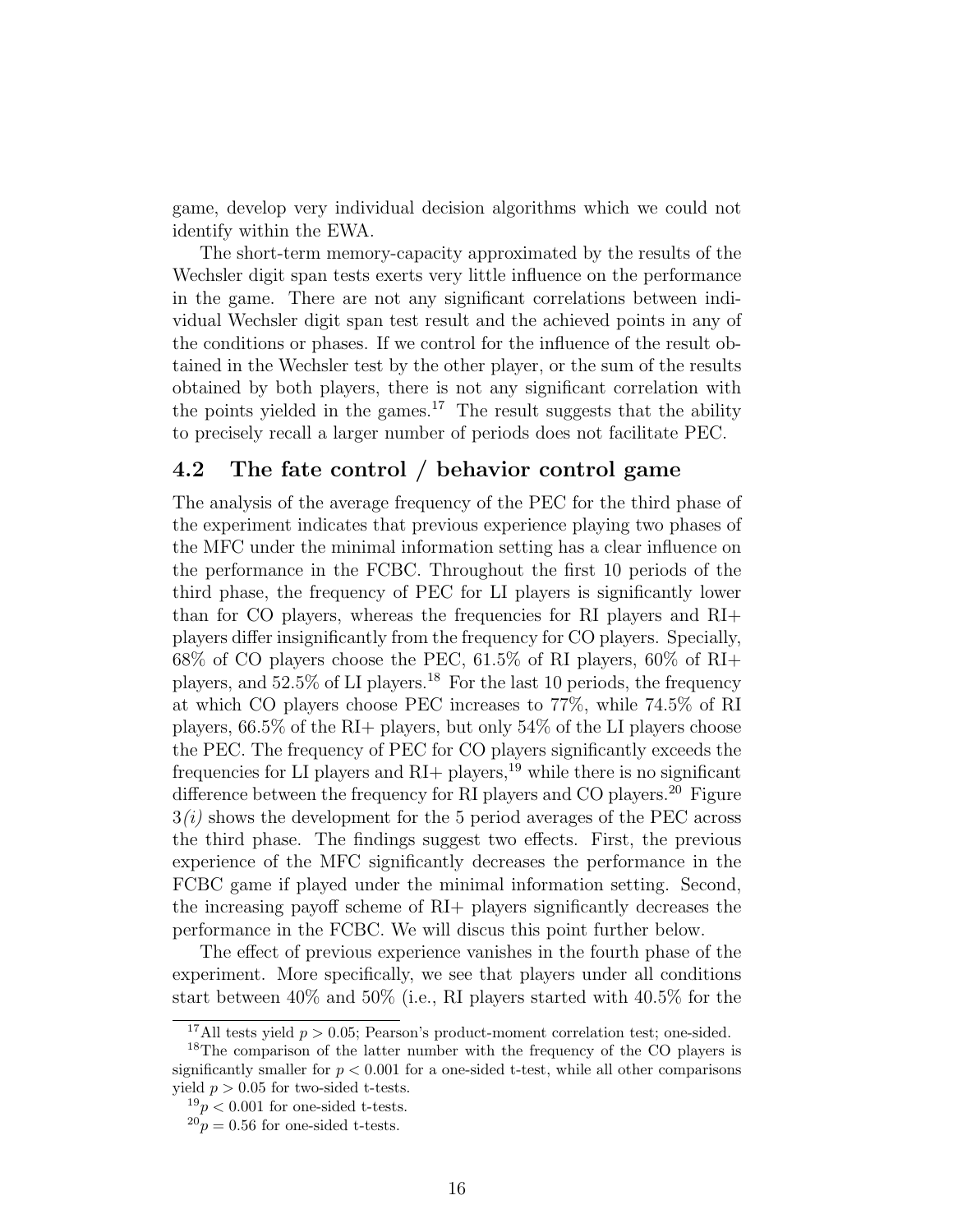game, develop very individual decision algorithms which we could not identify within the EWA.

The short-term memory-capacity approximated by the results of the Wechsler digit span tests exerts very little influence on the performance in the game. There are not any significant correlations between individual Wechsler digit span test result and the achieved points in any of the conditions or phases. If we control for the influence of the result obtained in the Wechsler test by the other player, or the sum of the results obtained by both players, there is not any significant correlation with the points yielded in the games.[17] The result suggests that the ability to precisely recall a larger number of periods does not facilitate PEC.

## 4.2 The fate control / behavior control game

The analysis of the average frequency of the PEC for the third phase of the experiment indicates that previous experience playing two phases of the MFC under the minimal information setting has a clear influence on the performance in the FCBC. Throughout the first 10 periods of the third phase, the frequency of PEC for LI players is significantly lower than for CO players, whereas the frequencies for RI players and RI+ players differ insignificantly from the frequency for CO players. Specially, 68% of CO players choose the PEC, 61.5% of RI players, 60% of RI+ players, and 52.5% of LI players.[18] For the last 10 periods, the frequency at which CO players choose PEC increases to 77%, while 74.5% of RI players, 66.5% of the RI+ players, but only 54% of the LI players choose the PEC. The frequency of PEC for CO players significantly exceeds the frequencies for LI players and RI+ players,[19] while there is no significant difference between the frequency for RI players and CO players.[20] Figure 3*(i)* shows the development for the 5 period averages of the PEC across the third phase. The findings suggest two effects. First, the previous experience of the MFC significantly decreases the performance in the FCBC game if played under the minimal information setting. Second, the increasing payoff scheme of RI+ players significantly decreases the performance in the FCBC. We will discus this point further below.

The effect of previous experience vanishes in the fourth phase of the experiment. More specifically, we see that players under all conditions start between 40% and 50% (i.e., RI players started with 40.5% for the

[17] All tests yield $p > 0.05$; Pearson's product-moment correlation test; one-sided.

[18] The comparison of the latter number with the frequency of the CO players is significantly smaller for $p < 0.001$ for a one-sided t-test, while all other comparisons yield $p > 0.05$ for two-sided t-tests.

[19] $p < 0.001$ for one-sided t-tests.

[20] $p = 0.56$ for one-sided t-tests.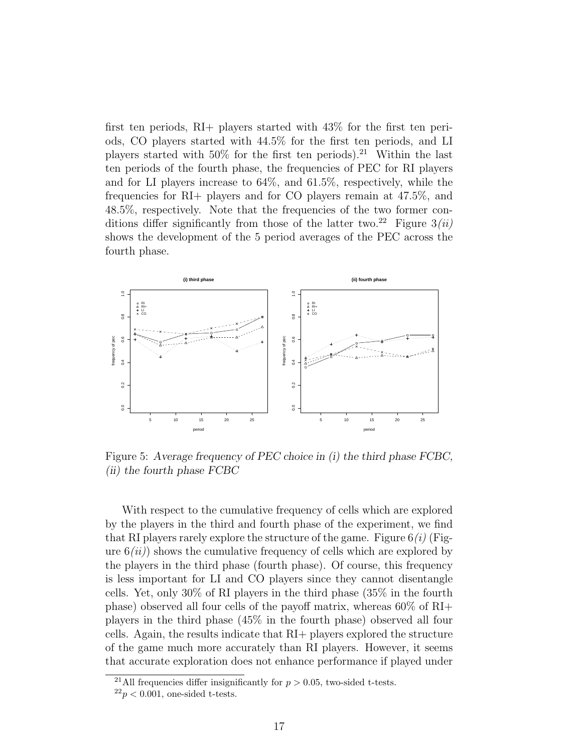first ten periods, RI+ players started with 43% for the first ten periods, CO players started with 44.5% for the first ten periods, and LI players started with 50% for the first ten periods).[21] Within the last ten periods of the fourth phase, the frequencies of PEC for RI players and for LI players increase to 64%, and 61.5%, respectively, while the frequencies for RI+ players and for CO players remain at 47.5%, and 48.5%, respectively. Note that the frequencies of the two former conditions differ significantly from those of the latter two.[22] Figure 3*(ii)* shows the development of the 5 period averages of the PEC across the fourth phase.

Figure 5: *Average frequency of PEC choice in (i) the third phase FCBC, (ii) the fourth phase FCBC*

With respect to the cumulative frequency of cells which are explored by the players in the third and fourth phase of the experiment, we find that RI players rarely explore the structure of the game. Figure 6*(i)* (Figure 6*(ii)*) shows the cumulative frequency of cells which are explored by the players in the third phase (fourth phase). Of course, this frequency is less important for LI and CO players since they cannot disentangle cells. Yet, only 30% of RI players in the third phase (35% in the fourth phase) observed all four cells of the payoff matrix, whereas 60% of RI+ players in the third phase (45% in the fourth phase) observed all four cells. Again, the results indicate that RI+ players explored the structure of the game much more accurately than RI players. However, it seems that accurate exploration does not enhance performance if played under

[21] All frequencies differ insignificantly for $p > 0.05$, two-sided t-tests.

[22] $p < 0.001$, one-sided t-tests.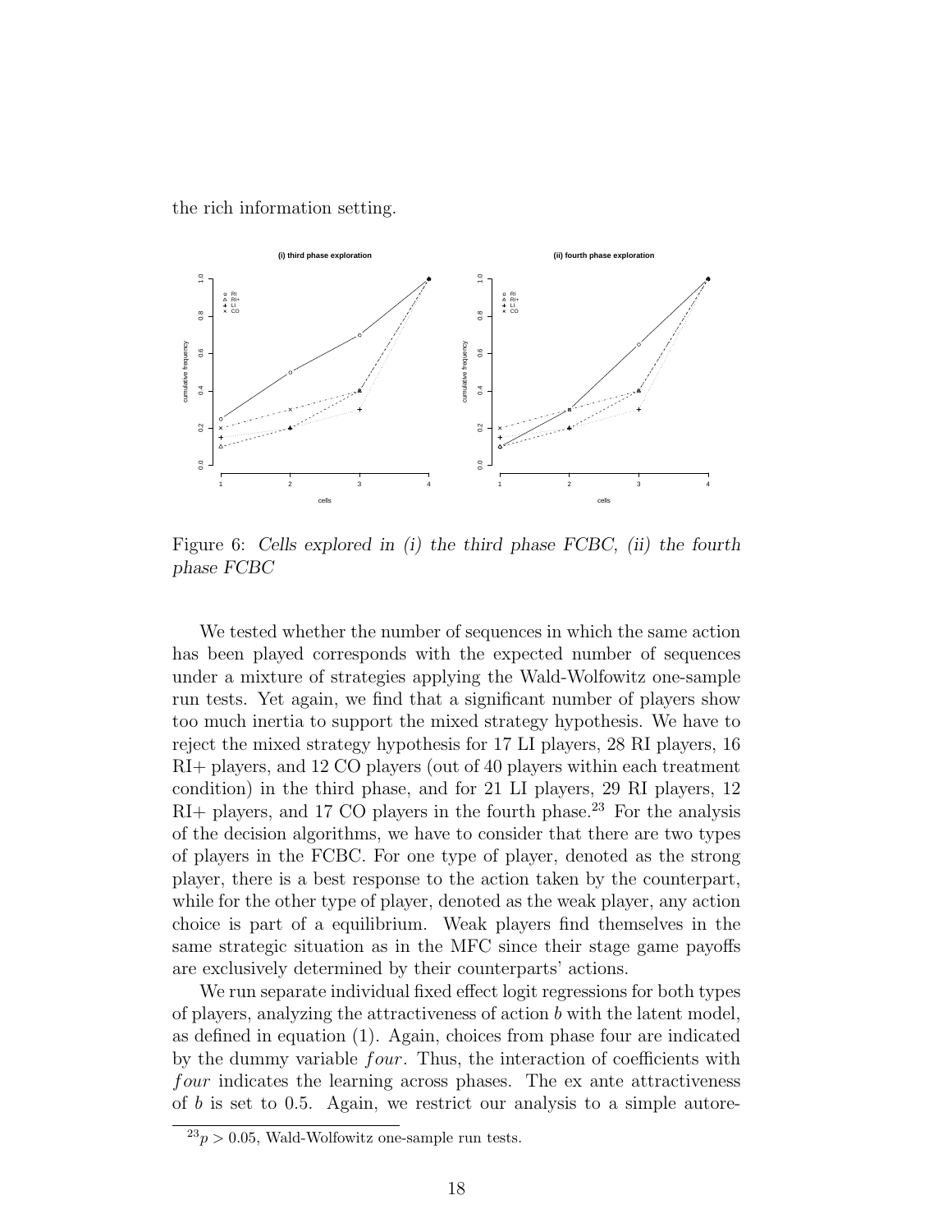the rich information setting.

Figure 6: *Cells explored in (i) the third phase FCBC, (ii) the fourth phase FCBC*

We tested whether the number of sequences in which the same action has been played corresponds with the expected number of sequences under a mixture of strategies applying the Wald-Wolfowitz one-sample run tests. Yet again, we find that a significant number of players show too much inertia to support the mixed strategy hypothesis. We have to reject the mixed strategy hypothesis for 17 LI players, 28 RI players, 16 RI+ players, and 12 CO players (out of 40 players within each treatment condition) in the third phase, and for 21 LI players, 29 RI players, 12 RI+ players, and 17 CO players in the fourth phase.[23] For the analysis of the decision algorithms, we have to consider that there are two types of players in the FCBC. For one type of player, denoted as the strong player, there is a best response to the action taken by the counterpart, while for the other type of player, denoted as the weak player, any action choice is part of a equilibrium. Weak players find themselves in the same strategic situation as in the MFC since their stage game payoffs are exclusively determined by their counterparts' actions.

We run separate individual fixed effect logit regressions for both types of players, analyzing the attractiveness of action $b$ with the latent model, as defined in equation (1). Again, choices from phase four are indicated by the dummy variable $four$. Thus, the interaction of coefficients with $four$ indicates the learning across phases. The ex ante attractiveness of $b$ is set to 0.5. Again, we restrict our analysis to a simple autore-

[23] $p > 0.05$, Wald-Wolfowitz one-sample run tests.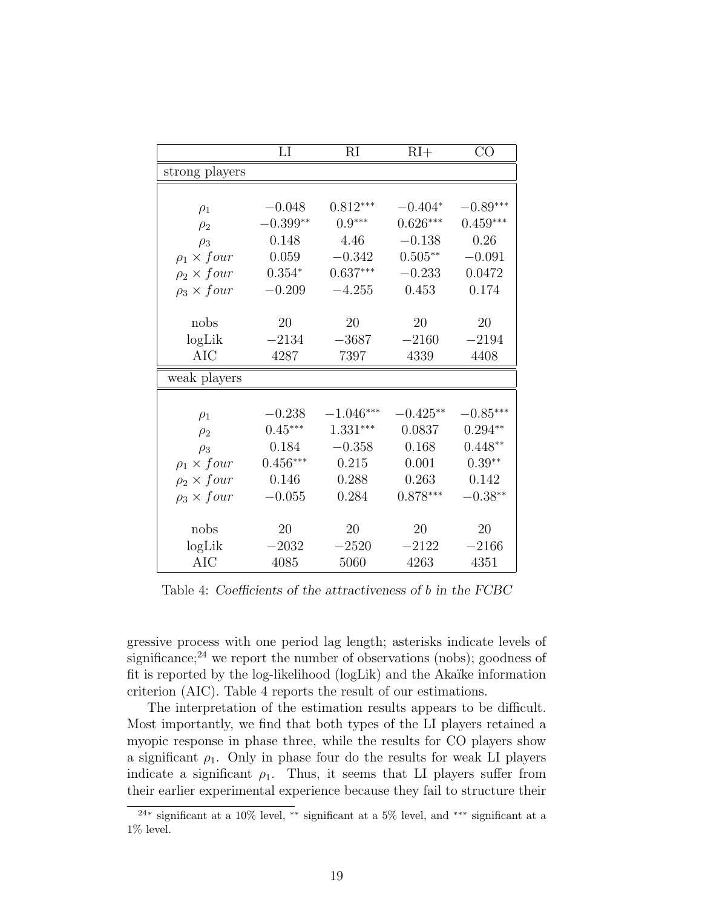| | LI | RI | RI+ | CO |
|---|---|---|---|---|
| strong players | | | | |
| $\rho_1$ | $-0.048$ | $0.812^{***}$ | $-0.404^{*}$ | $-0.89^{***}$ |
| $\rho_2$ | $-0.399^{**}$ | $0.9^{***}$ | $0.626^{***}$ | $0.459^{***}$ |
| $\rho_3$ | $0.148$ | $4.46$ | $-0.138$ | $0.26$ |
| $\rho_1 \times four$ | $0.059$ | $-0.342$ | $0.505^{**}$ | $-0.091$ |
| $\rho_2 \times four$ | $0.354^{*}$ | $0.637^{***}$ | $-0.233$ | $0.0472$ |
| $\rho_3 \times four$ | $-0.209$ | $-4.255$ | $0.453$ | $0.174$ |
| nobs | 20 | 20 | 20 | 20 |
| logLik | $-2134$ | $-3687$ | $-2160$ | $-2194$ |
| AIC | 4287 | 7397 | 4339 | 4408 |
| weak players | | | | |
| $\rho_1$ | $-0.238$ | $-1.046^{***}$ | $-0.425^{**}$ | $-0.85^{***}$ |
| $\rho_2$ | $0.45^{***}$ | $1.331^{***}$ | $0.0837$ | $0.294^{**}$ |
| $\rho_3$ | $0.184$ | $-0.358$ | $0.168$ | $0.448^{**}$ |
| $\rho_1 \times four$ | $0.456^{***}$ | $0.215$ | $0.001$ | $0.39^{**}$ |
| $\rho_2 \times four$ | $0.146$ | $0.288$ | $0.263$ | $0.142$ |
| $\rho_3 \times four$ | $-0.055$ | $0.284$ | $0.878^{***}$ | $-0.38^{**}$ |
| nobs | 20 | 20 | 20 | 20 |
| logLik | $-2032$ | $-2520$ | $-2122$ | $-2166$ |
| AIC | 4085 | 5060 | 4263 | 4351 |

Table 4: *Coefficients of the attractiveness of b in the FCBC*

gressive process with one period lag length; asterisks indicate levels of significance;[24] we report the number of observations (nobs); goodness of fit is reported by the log-likelihood (logLik) and the Akaïke information criterion (AIC). Table 4 reports the result of our estimations.

The interpretation of the estimation results appears to be difficult. Most importantly, we find that both types of the LI players retained a myopic response in phase three, while the results for CO players show a significant $\rho_1$. Only in phase four do the results for weak LI players indicate a significant $\rho_1$. Thus, it seems that LI players suffer from their earlier experimental experience because they fail to structure their

[24] $^{*}$ significant at a 10% level, $^{**}$ significant at a 5% level, and $^{***}$ significant at a 1% level.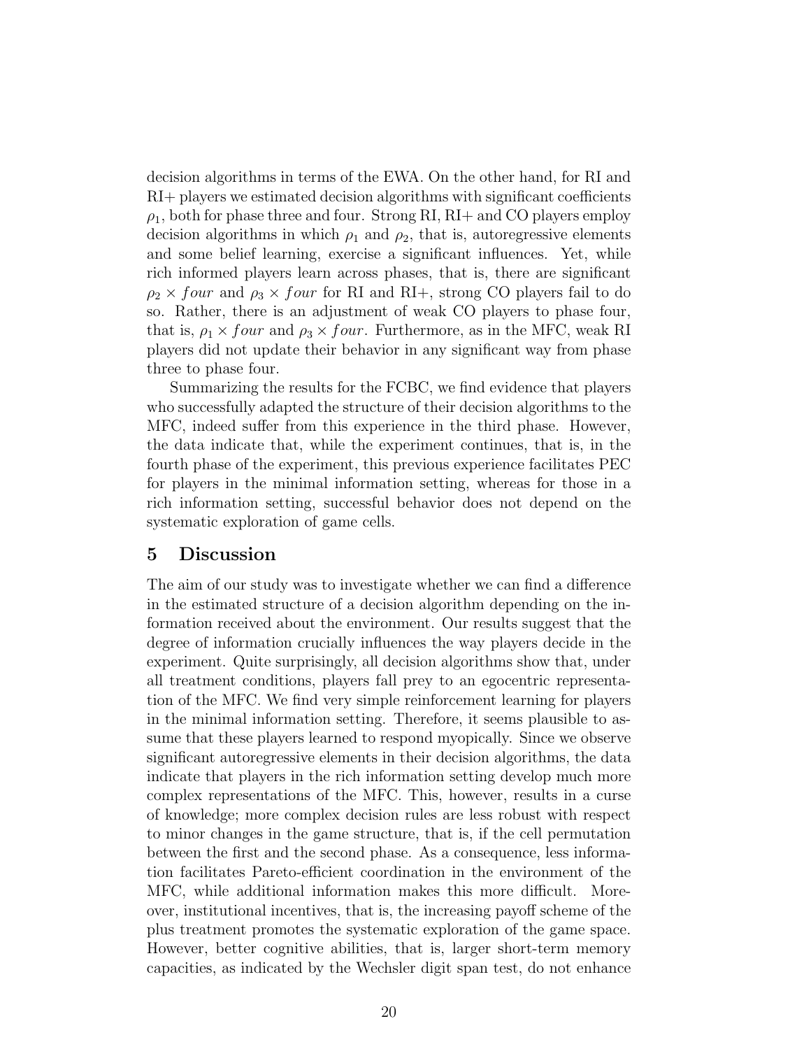decision algorithms in terms of the EWA. On the other hand, for RI and RI+ players we estimated decision algorithms with significant coefficients $\rho_1$, both for phase three and four. Strong RI, RI+ and CO players employ decision algorithms in which $\rho_1$ and $\rho_2$, that is, autoregressive elements and some belief learning, exercise a significant influences. Yet, while rich informed players learn across phases, that is, there are significant $\rho_2 \times four$ and $\rho_3 \times four$ for RI and RI+, strong CO players fail to do so. Rather, there is an adjustment of weak CO players to phase four, that is, $\rho_1 \times four$ and $\rho_3 \times four$. Furthermore, as in the MFC, weak RI players did not update their behavior in any significant way from phase three to phase four.

Summarizing the results for the FCBC, we find evidence that players who successfully adapted the structure of their decision algorithms to the MFC, indeed suffer from this experience in the third phase. However, the data indicate that, while the experiment continues, that is, in the fourth phase of the experiment, this previous experience facilitates PEC for players in the minimal information setting, whereas for those in a rich information setting, successful behavior does not depend on the systematic exploration of game cells.

## 5 Discussion

The aim of our study was to investigate whether we can find a difference in the estimated structure of a decision algorithm depending on the information received about the environment. Our results suggest that the degree of information crucially influences the way players decide in the experiment. Quite surprisingly, all decision algorithms show that, under all treatment conditions, players fall prey to an egocentric representation of the MFC. We find very simple reinforcement learning for players in the minimal information setting. Therefore, it seems plausible to assume that these players learned to respond myopically. Since we observe significant autoregressive elements in their decision algorithms, the data indicate that players in the rich information setting develop much more complex representations of the MFC. This, however, results in a curse of knowledge; more complex decision rules are less robust with respect to minor changes in the game structure, that is, if the cell permutation between the first and the second phase. As a consequence, less information facilitates Pareto-efficient coordination in the environment of the MFC, while additional information makes this more difficult. Moreover, institutional incentives, that is, the increasing payoff scheme of the plus treatment promotes the systematic exploration of the game space. However, better cognitive abilities, that is, larger short-term memory capacities, as indicated by the Wechsler digit span test, do not enhance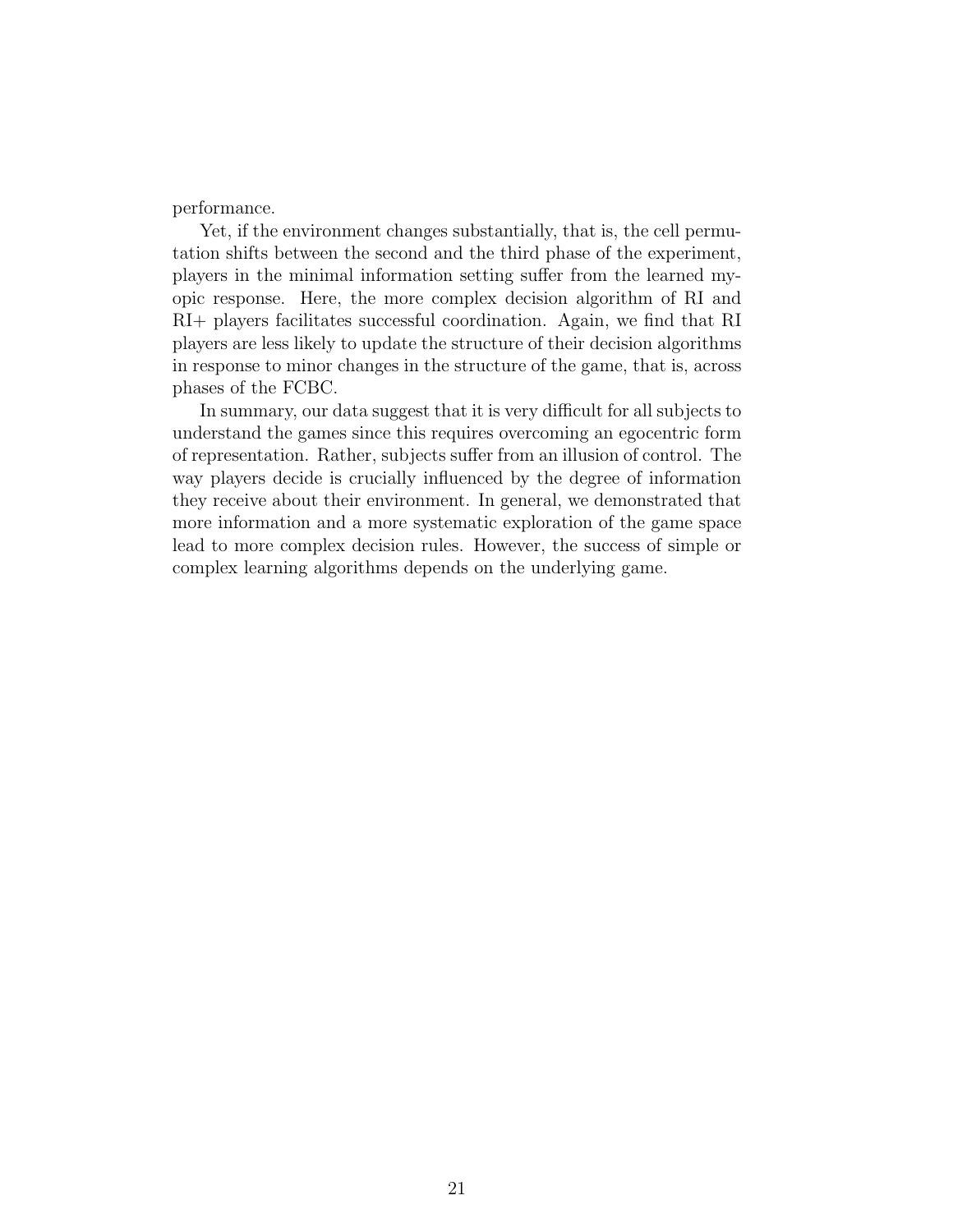performance.

Yet, if the environment changes substantially, that is, the cell permutation shifts between the second and the third phase of the experiment, players in the minimal information setting suffer from the learned myopic response. Here, the more complex decision algorithm of RI and RI+ players facilitates successful coordination. Again, we find that RI players are less likely to update the structure of their decision algorithms in response to minor changes in the structure of the game, that is, across phases of the FCBC.

In summary, our data suggest that it is very difficult for all subjects to understand the games since this requires overcoming an egocentric form of representation. Rather, subjects suffer from an illusion of control. The way players decide is crucially influenced by the degree of information they receive about their environment. In general, we demonstrated that more information and a more systematic exploration of the game space lead to more complex decision rules. However, the success of simple or complex learning algorithms depends on the underlying game.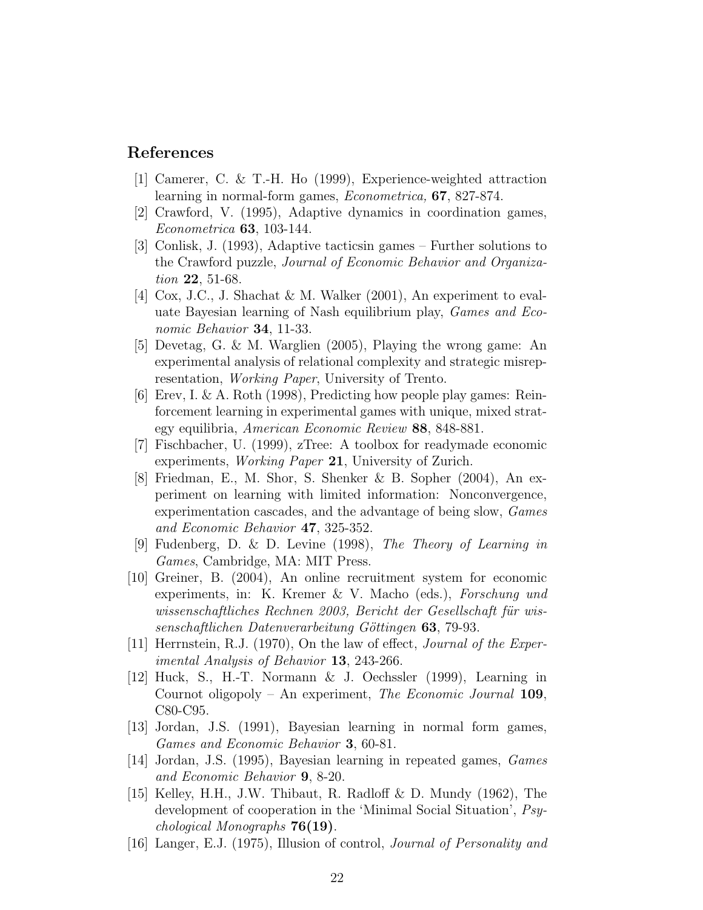## References

[1] Camerer, C. & T.-H. Ho (1999), Experience-weighted attraction learning in normal-form games, *Econometrica,* **67**, 827-874.

[2] Crawford, V. (1995), Adaptive dynamics in coordination games, *Econometrica* **63**, 103-144.

[3] Conlisk, J. (1993), Adaptive tacticsin games – Further solutions to the Crawford puzzle, *Journal of Economic Behavior and Organization* **22**, 51-68.

[4] Cox, J.C., J. Shachat & M. Walker (2001), An experiment to evaluate Bayesian learning of Nash equilibrium play, *Games and Economic Behavior* **34**, 11-33.

[5] Devetag, G. & M. Warglien (2005), Playing the wrong game: An experimental analysis of relational complexity and strategic misrepresentation, *Working Paper*, University of Trento.

[6] Erev, I. & A. Roth (1998), Predicting how people play games: Reinforcement learning in experimental games with unique, mixed strategy equilibria, *American Economic Review* **88**, 848-881.

[7] Fischbacher, U. (1999), zTree: A toolbox for readymade economic experiments, *Working Paper* **21**, University of Zurich.

[8] Friedman, E., M. Shor, S. Shenker & B. Sopher (2004), An experiment on learning with limited information: Nonconvergence, experimentation cascades, and the advantage of being slow, *Games and Economic Behavior* **47**, 325-352.

[9] Fudenberg, D. & D. Levine (1998), *The Theory of Learning in Games*, Cambridge, MA: MIT Press.

[10] Greiner, B. (2004), An online recruitment system for economic experiments, in: K. Kremer & V. Macho (eds.), *Forschung und wissenschaftliches Rechnen 2003, Bericht der Gesellschaft für wissenschaftlichen Datenverarbeitung Göttingen* **63**, 79-93.

[11] Herrnstein, R.J. (1970), On the law of effect, *Journal of the Experimental Analysis of Behavior* **13**, 243-266.

[12] Huck, S., H.-T. Normann & J. Oechssler (1999), Learning in Cournot oligopoly – An experiment, *The Economic Journal* **109**, C80-C95.

[13] Jordan, J.S. (1991), Bayesian learning in normal form games, *Games and Economic Behavior* **3**, 60-81.

[14] Jordan, J.S. (1995), Bayesian learning in repeated games, *Games and Economic Behavior* **9**, 8-20.

[15] Kelley, H.H., J.W. Thibaut, R. Radloff & D. Mundy (1962), The development of cooperation in the 'Minimal Social Situation', *Psychological Monographs* **76(19)**.

[16] Langer, E.J. (1975), Illusion of control, *Journal of Personality and*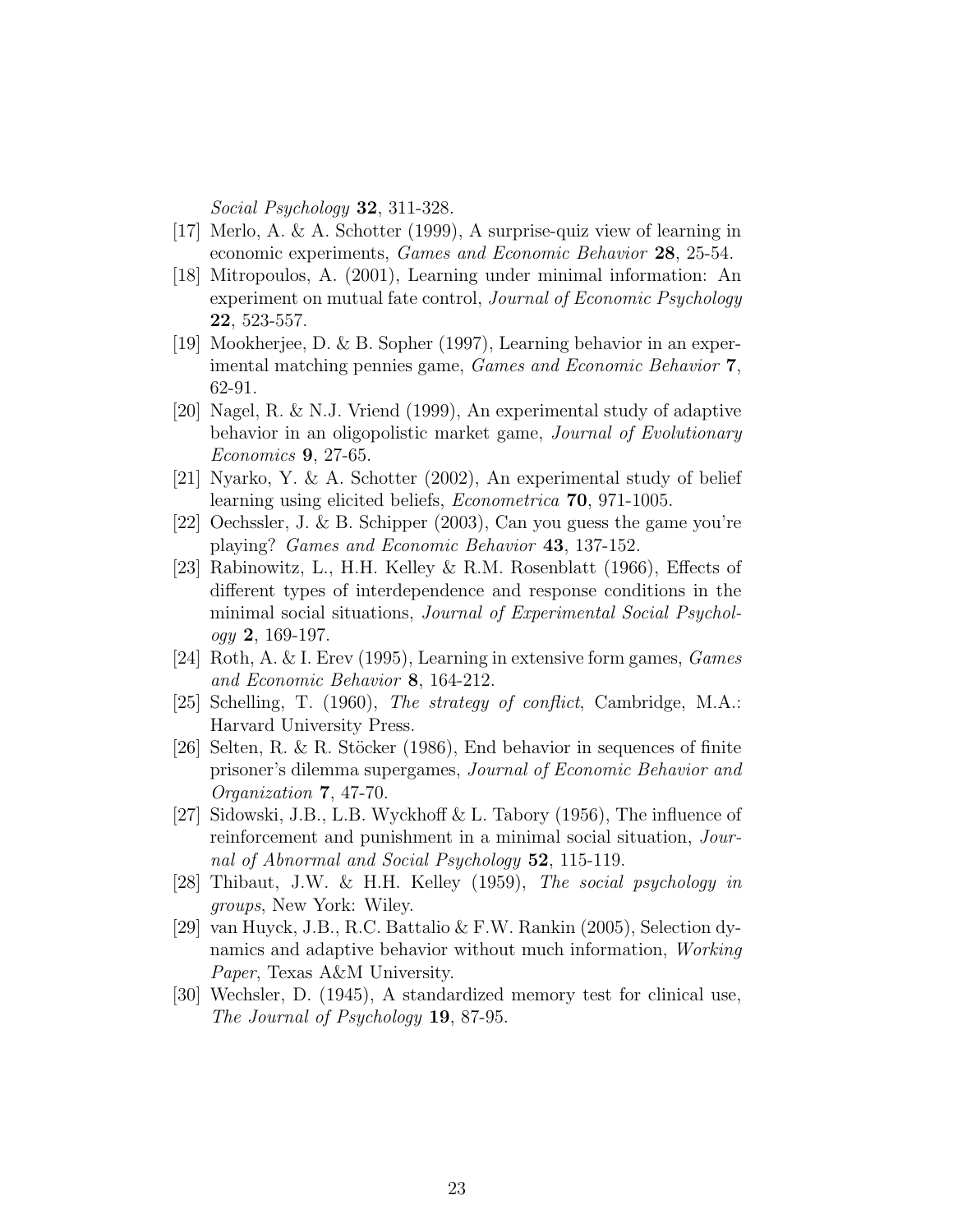*Social Psychology* **32**, 311-328.

[17] Merlo, A. & A. Schotter (1999), A surprise-quiz view of learning in economic experiments, *Games and Economic Behavior* **28**, 25-54.

[18] Mitropoulos, A. (2001), Learning under minimal information: An experiment on mutual fate control, *Journal of Economic Psychology* **22**, 523-557.

[19] Mookherjee, D. & B. Sopher (1997), Learning behavior in an experimental matching pennies game, *Games and Economic Behavior* **7**, 62-91.

[20] Nagel, R. & N.J. Vriend (1999), An experimental study of adaptive behavior in an oligopolistic market game, *Journal of Evolutionary Economics* **9**, 27-65.

[21] Nyarko, Y. & A. Schotter (2002), An experimental study of belief learning using elicited beliefs, *Econometrica* **70**, 971-1005.

[22] Oechssler, J. & B. Schipper (2003), Can you guess the game you're playing? *Games and Economic Behavior* **43**, 137-152.

[23] Rabinowitz, L., H.H. Kelley & R.M. Rosenblatt (1966), Effects of different types of interdependence and response conditions in the minimal social situations, *Journal of Experimental Social Psychology* **2**, 169-197.

[24] Roth, A. & I. Erev (1995), Learning in extensive form games, *Games and Economic Behavior* **8**, 164-212.

[25] Schelling, T. (1960), *The strategy of conflict*, Cambridge, M.A.: Harvard University Press.

[26] Selten, R. & R. Stöcker (1986), End behavior in sequences of finite prisoner's dilemma supergames, *Journal of Economic Behavior and Organization* **7**, 47-70.

[27] Sidowski, J.B., L.B. Wyckhoff & L. Tabory (1956), The influence of reinforcement and punishment in a minimal social situation, *Journal of Abnormal and Social Psychology* **52**, 115-119.

[28] Thibaut, J.W. & H.H. Kelley (1959), *The social psychology in groups*, New York: Wiley.

[29] van Huyck, J.B., R.C. Battalio & F.W. Rankin (2005), Selection dynamics and adaptive behavior without much information, *Working Paper*, Texas A&M University.

[30] Wechsler, D. (1945), A standardized memory test for clinical use, *The Journal of Psychology* **19**, 87-95.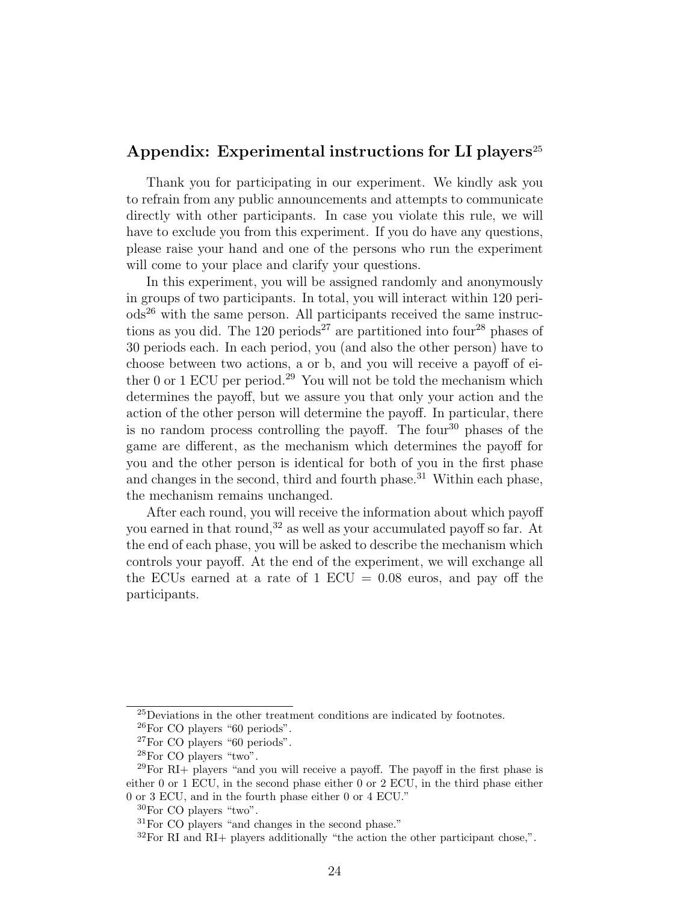## Appendix: Experimental instructions for LI players[25]

Thank you for participating in our experiment. We kindly ask you to refrain from any public announcements and attempts to communicate directly with other participants. In case you violate this rule, we will have to exclude you from this experiment. If you do have any questions, please raise your hand and one of the persons who run the experiment will come to your place and clarify your questions.

In this experiment, you will be assigned randomly and anonymously in groups of two participants. In total, you will interact within 120 periods[26] with the same person. All participants received the same instructions as you did. The 120 periods[27] are partitioned into four[28] phases of 30 periods each. In each period, you (and also the other person) have to choose between two actions, a or b, and you will receive a payoff of either 0 or 1 ECU per period.[29] You will not be told the mechanism which determines the payoff, but we assure you that only your action and the action of the other person will determine the payoff. In particular, there is no random process controlling the payoff. The four[30] phases of the game are different, as the mechanism which determines the payoff for you and the other person is identical for both of you in the first phase and changes in the second, third and fourth phase.[31] Within each phase, the mechanism remains unchanged.

After each round, you will receive the information about which payoff you earned in that round,[32] as well as your accumulated payoff so far. At the end of each phase, you will be asked to describe the mechanism which controls your payoff. At the end of the experiment, we will exchange all the ECUs earned at a rate of 1 ECU = 0.08 euros, and pay off the participants.

---

[25] Deviations in the other treatment conditions are indicated by footnotes.

[26] For CO players "60 periods".

[27] For CO players "60 periods".

[28] For CO players "two".

[29] For RI+ players "and you will receive a payoff. The payoff in the first phase is either 0 or 1 ECU, in the second phase either 0 or 2 ECU, in the third phase either 0 or 3 ECU, and in the fourth phase either 0 or 4 ECU."

[30] For CO players "two".

[31] For CO players "and changes in the second phase."

[32] For RI and RI+ players additionally "the action the other participant chose,".